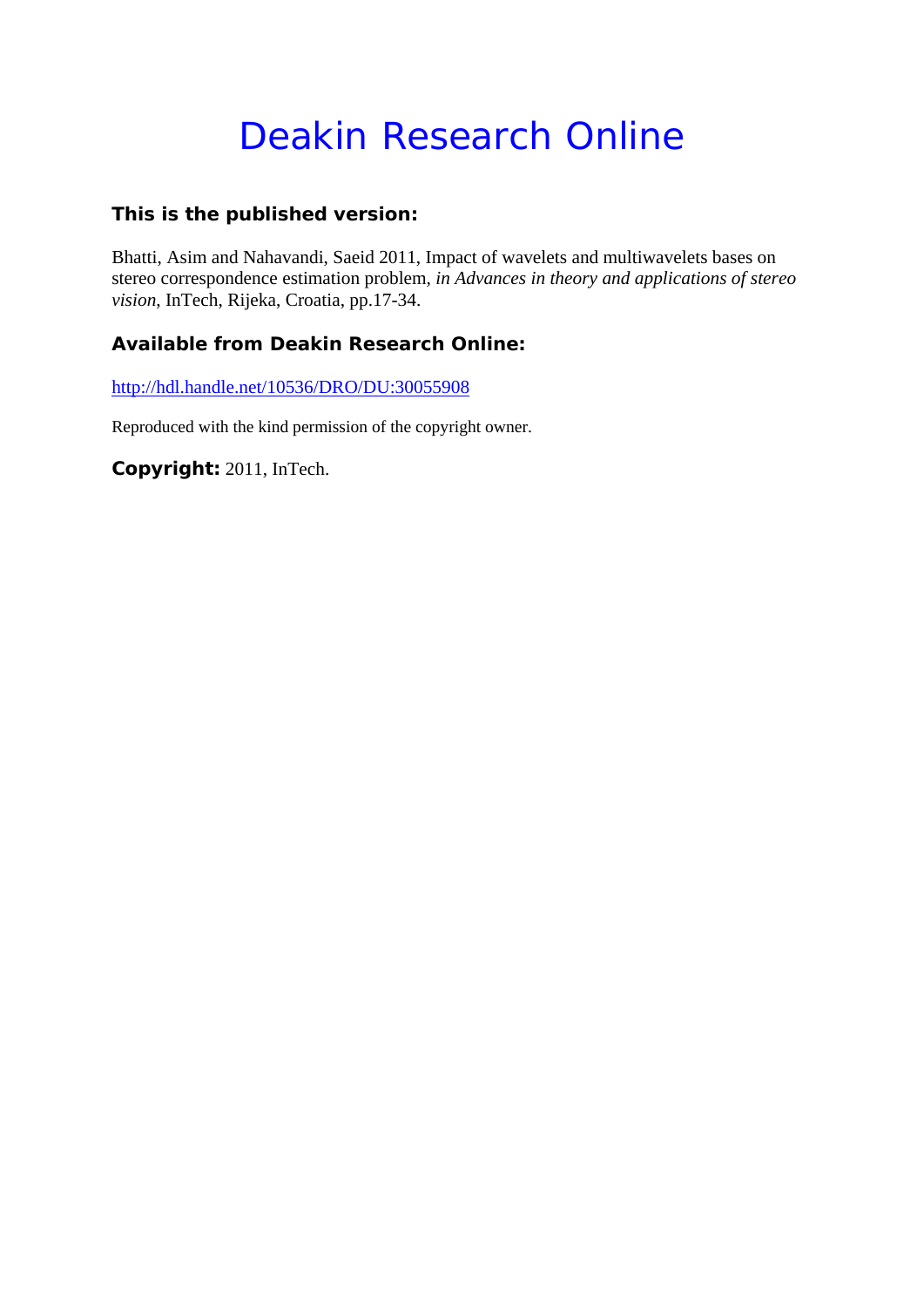# Deakin Research Online

**This is the published version:**

Bhatti, Asim and Nahavandi, Saeid 2011, Impact of wavelets and multiwavelets bases on stereo correspondence estimation problem, *in Advances in theory and applications of stereo vision*, InTech, Rijeka, Croatia, pp.17-34.

**Available from Deakin Research Online:**

http://hdl.handle.net/10536/DRO/DU:30055908

Reproduced with the kind permission of the copyright owner.

**Copyright:** 2011, InTech.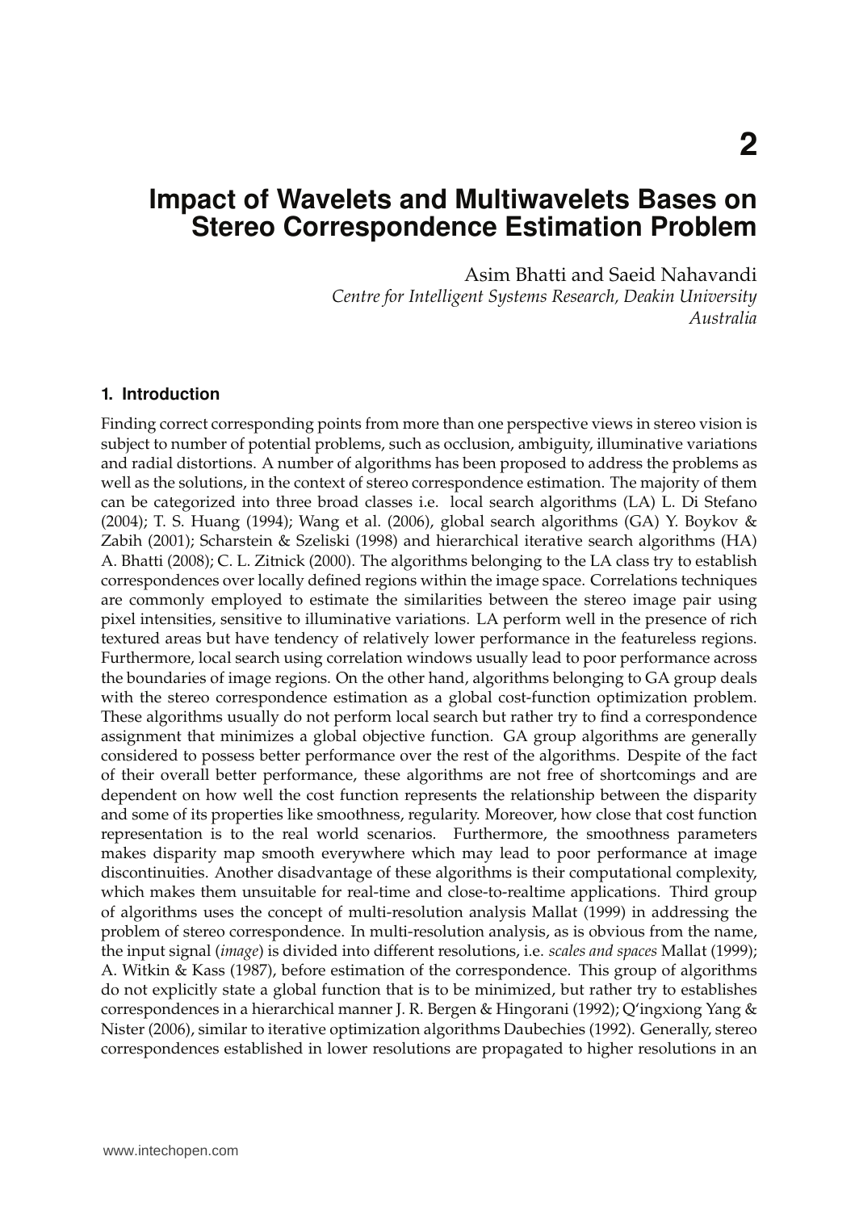# 2

# Impact of Wavelets and Multiwavelets Bases on Stereo Correspondence Estimation Problem

Asim Bhatti and Saeid Nahavandi
*Centre for Intelligent Systems Research, Deakin University Australia*

## 1. Introduction

Finding correct corresponding points from more than one perspective views in stereo vision is subject to number of potential problems, such as occlusion, ambiguity, illuminative variations and radial distortions. A number of algorithms has been proposed to address the problems as well as the solutions, in the context of stereo correspondence estimation. The majority of them can be categorized into three broad classes i.e. local search algorithms (LA) L. Di Stefano (2004); T. S. Huang (1994); Wang et al. (2006), global search algorithms (GA) Y. Boykov & Zabih (2001); Scharstein & Szeliski (1998) and hierarchical iterative search algorithms (HA) A. Bhatti (2008); C. L. Zitnick (2000). The algorithms belonging to the LA class try to establish correspondences over locally defined regions within the image space. Correlations techniques are commonly employed to estimate the similarities between the stereo image pair using pixel intensities, sensitive to illuminative variations. LA perform well in the presence of rich textured areas but have tendency of relatively lower performance in the featureless regions. Furthermore, local search using correlation windows usually lead to poor performance across the boundaries of image regions. On the other hand, algorithms belonging to GA group deals with the stereo correspondence estimation as a global cost-function optimization problem. These algorithms usually do not perform local search but rather try to find a correspondence assignment that minimizes a global objective function. GA group algorithms are generally considered to possess better performance over the rest of the algorithms. Despite of the fact of their overall better performance, these algorithms are not free of shortcomings and are dependent on how well the cost function represents the relationship between the disparity and some of its properties like smoothness, regularity. Moreover, how close that cost function representation is to the real world scenarios. Furthermore, the smoothness parameters makes disparity map smooth everywhere which may lead to poor performance at image discontinuities. Another disadvantage of these algorithms is their computational complexity, which makes them unsuitable for real-time and close-to-realtime applications. Third group of algorithms uses the concept of multi-resolution analysis Mallat (1999) in addressing the problem of stereo correspondence. In multi-resolution analysis, as is obvious from the name, the input signal (*image*) is divided into different resolutions, i.e. *scales and spaces* Mallat (1999); A. Witkin & Kass (1987), before estimation of the correspondence. This group of algorithms do not explicitly state a global function that is to be minimized, but rather try to establishes correspondences in a hierarchical manner J. R. Bergen & Hingorani (1992); Q'ingxiong Yang & Nister (2006), similar to iterative optimization algorithms Daubechies (1992). Generally, stereo correspondences established in lower resolutions are propagated to higher resolutions in an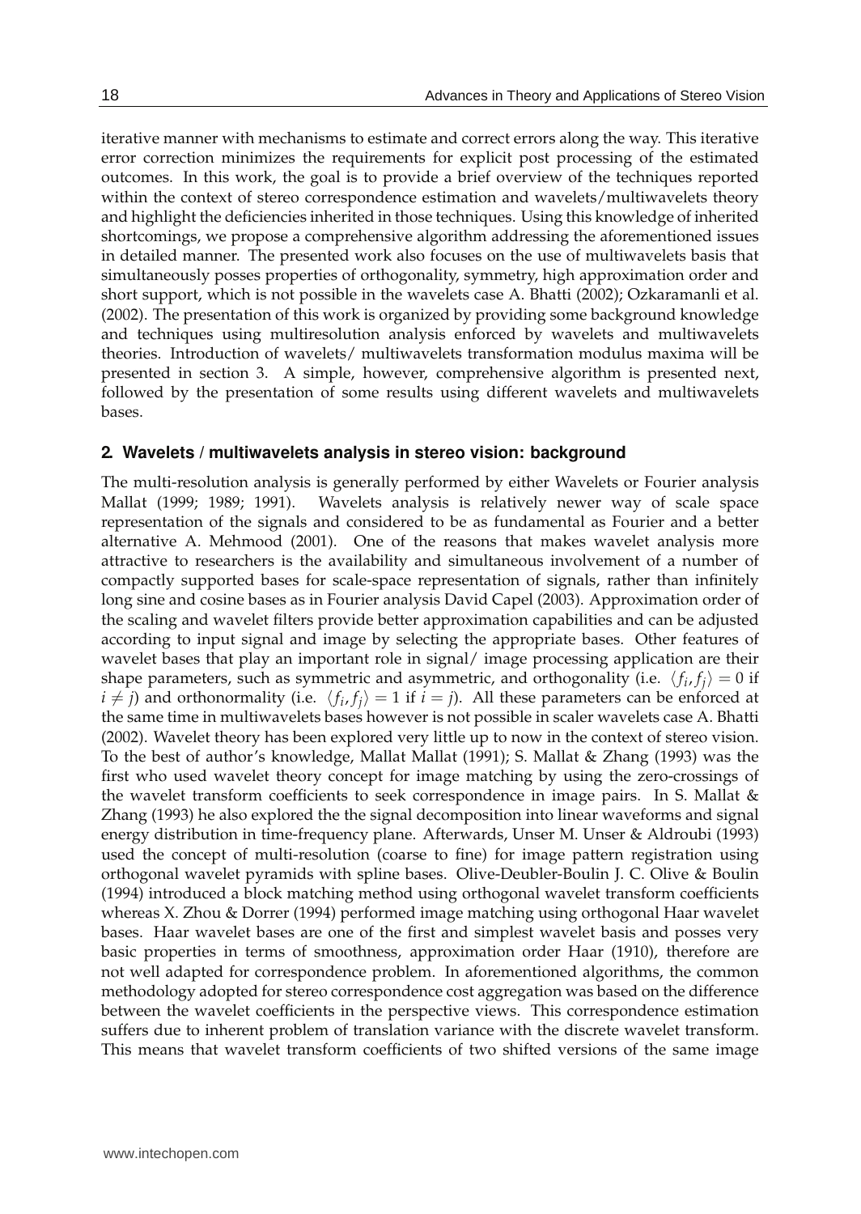iterative manner with mechanisms to estimate and correct errors along the way. This iterative error correction minimizes the requirements for explicit post processing of the estimated outcomes. In this work, the goal is to provide a brief overview of the techniques reported within the context of stereo correspondence estimation and wavelets/multiwavelets theory and highlight the deficiencies inherited in those techniques. Using this knowledge of inherited shortcomings, we propose a comprehensive algorithm addressing the aforementioned issues in detailed manner. The presented work also focuses on the use of multiwavelets basis that simultaneously posses properties of orthogonality, symmetry, high approximation order and short support, which is not possible in the wavelets case A. Bhatti (2002); Ozkaramanli et al. (2002). The presentation of this work is organized by providing some background knowledge and techniques using multiresolution analysis enforced by wavelets and multiwavelets theories. Introduction of wavelets/ multiwavelets transformation modulus maxima will be presented in section 3. A simple, however, comprehensive algorithm is presented next, followed by the presentation of some results using different wavelets and multiwavelets bases.

## 2. Wavelets / multiwavelets analysis in stereo vision: background

The multi-resolution analysis is generally performed by either Wavelets or Fourier analysis Mallat (1999; 1989; 1991). Wavelets analysis is relatively newer way of scale space representation of the signals and considered to be as fundamental as Fourier and a better alternative A. Mehmood (2001). One of the reasons that makes wavelet analysis more attractive to researchers is the availability and simultaneous involvement of a number of compactly supported bases for scale-space representation of signals, rather than infinitely long sine and cosine bases as in Fourier analysis David Capel (2003). Approximation order of the scaling and wavelet filters provide better approximation capabilities and can be adjusted according to input signal and image by selecting the appropriate bases. Other features of wavelet bases that play an important role in signal/ image processing application are their shape parameters, such as symmetric and asymmetric, and orthogonality (i.e. $\langle f_i, f_j \rangle = 0$ if $i \neq j$) and orthonormality (i.e. $\langle f_i, f_j \rangle = 1$ if $i = j$). All these parameters can be enforced at the same time in multiwavelets bases however is not possible in scaler wavelets case A. Bhatti (2002). Wavelet theory has been explored very little up to now in the context of stereo vision. To the best of author's knowledge, Mallat Mallat (1991); S. Mallat & Zhang (1993) was the first who used wavelet theory concept for image matching by using the zero-crossings of the wavelet transform coefficients to seek correspondence in image pairs. In S. Mallat & Zhang (1993) he also explored the the signal decomposition into linear waveforms and signal energy distribution in time-frequency plane. Afterwards, Unser M. Unser & Aldroubi (1993) used the concept of multi-resolution (coarse to fine) for image pattern registration using orthogonal wavelet pyramids with spline bases. Olive-Deubler-Boulin J. C. Olive & Boulin (1994) introduced a block matching method using orthogonal wavelet transform coefficients whereas X. Zhou & Dorrer (1994) performed image matching using orthogonal Haar wavelet bases. Haar wavelet bases are one of the first and simplest wavelet basis and posses very basic properties in terms of smoothness, approximation order Haar (1910), therefore are not well adapted for correspondence problem. In aforementioned algorithms, the common methodology adopted for stereo correspondence cost aggregation was based on the difference between the wavelet coefficients in the perspective views. This correspondence estimation suffers due to inherent problem of translation variance with the discrete wavelet transform. This means that wavelet transform coefficients of two shifted versions of the same image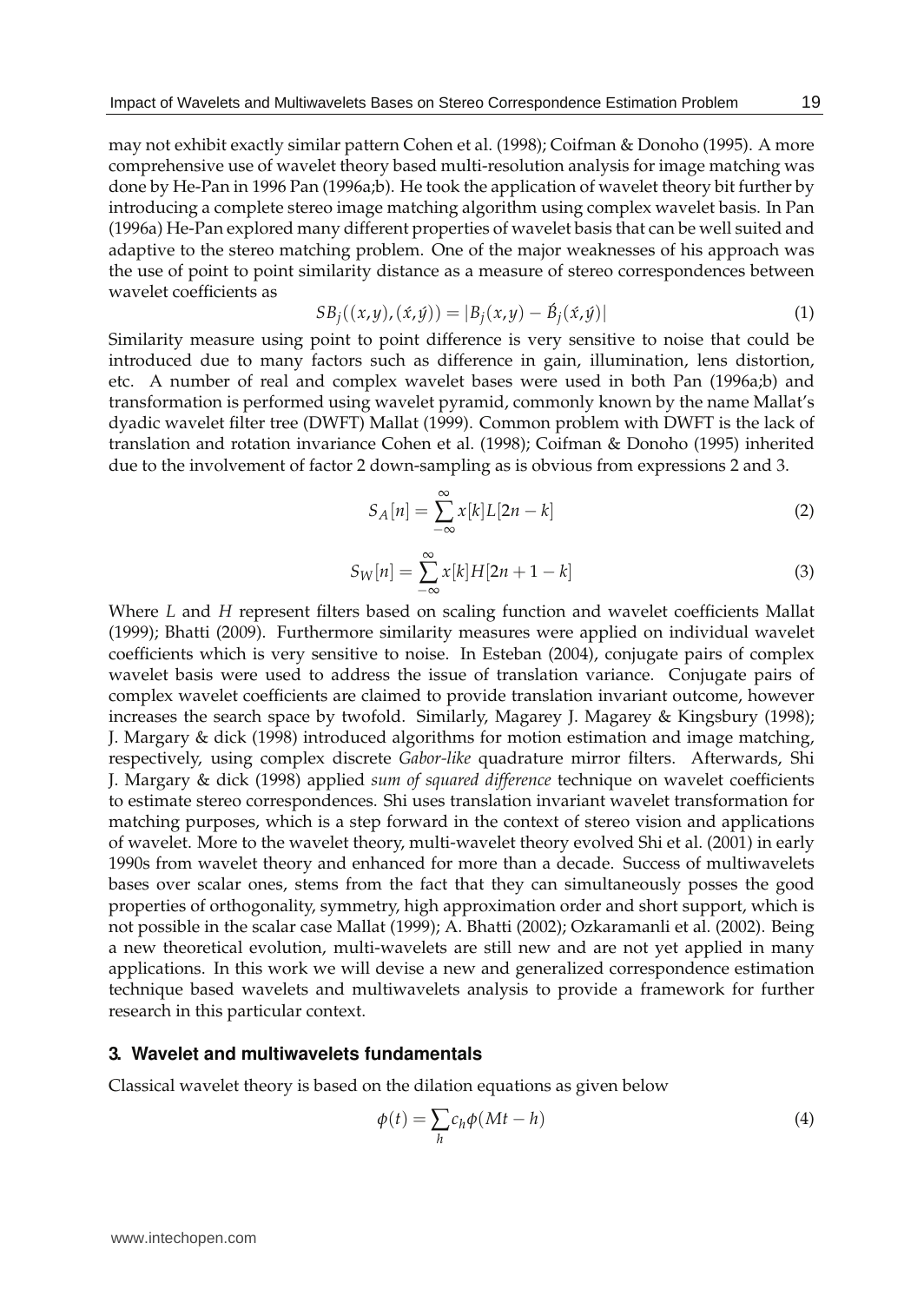may not exhibit exactly similar pattern Cohen et al. (1998); Coifman & Donoho (1995). A more comprehensive use of wavelet theory based multi-resolution analysis for image matching was done by He-Pan in 1996 Pan (1996a;b). He took the application of wavelet theory bit further by introducing a complete stereo image matching algorithm using complex wavelet basis. In Pan (1996a) He-Pan explored many different properties of wavelet basis that can be well suited and adaptive to the stereo matching problem. One of the major weaknesses of his approach was the use of point to point similarity distance as a measure of stereo correspondences between wavelet coefficients as

$$SB_j((x,y),(\acute{x},\acute{y})) = |B_j(x,y) - \acute{B}_j(\acute{x},\acute{y})| \tag{1}$$

Similarity measure using point to point difference is very sensitive to noise that could be introduced due to many factors such as difference in gain, illumination, lens distortion, etc. A number of real and complex wavelet bases were used in both Pan (1996a;b) and transformation is performed using wavelet pyramid, commonly known by the name Mallat's dyadic wavelet filter tree (DWFT) Mallat (1999). Common problem with DWFT is the lack of translation and rotation invariance Cohen et al. (1998); Coifman & Donoho (1995) inherited due to the involvement of factor 2 down-sampling as is obvious from expressions 2 and 3.

$$S_A[n] = \sum_{-\infty}^{\infty} x[k]L[2n-k] \tag{2}$$

$$S_W[n] = \sum_{-\infty}^{\infty} x[k]H[2n+1-k] \tag{3}$$

Where $L$ and $H$ represent filters based on scaling function and wavelet coefficients Mallat (1999); Bhatti (2009). Furthermore similarity measures were applied on individual wavelet coefficients which is very sensitive to noise. In Esteban (2004), conjugate pairs of complex wavelet basis were used to address the issue of translation variance. Conjugate pairs of complex wavelet coefficients are claimed to provide translation invariant outcome, however increases the search space by twofold. Similarly, Magarey J. Magarey & Kingsbury (1998); J. Margary & dick (1998) introduced algorithms for motion estimation and image matching, respectively, using complex discrete *Gabor-like* quadrature mirror filters. Afterwards, Shi J. Margary & dick (1998) applied *sum of squared difference* technique on wavelet coefficients to estimate stereo correspondences. Shi uses translation invariant wavelet transformation for matching purposes, which is a step forward in the context of stereo vision and applications of wavelet. More to the wavelet theory, multi-wavelet theory evolved Shi et al. (2001) in early 1990s from wavelet theory and enhanced for more than a decade. Success of multiwavelets bases over scalar ones, stems from the fact that they can simultaneously posses the good properties of orthogonality, symmetry, high approximation order and short support, which is not possible in the scalar case Mallat (1999); A. Bhatti (2002); Ozkaramanli et al. (2002). Being a new theoretical evolution, multi-wavelets are still new and are not yet applied in many applications. In this work we will devise a new and generalized correspondence estimation technique based wavelets and multiwavelets analysis to provide a framework for further research in this particular context.

## 3. Wavelet and multiwavelets fundamentals

Classical wavelet theory is based on the dilation equations as given below

$$\phi(t) = \sum_h c_h \phi(Mt - h) \tag{4}$$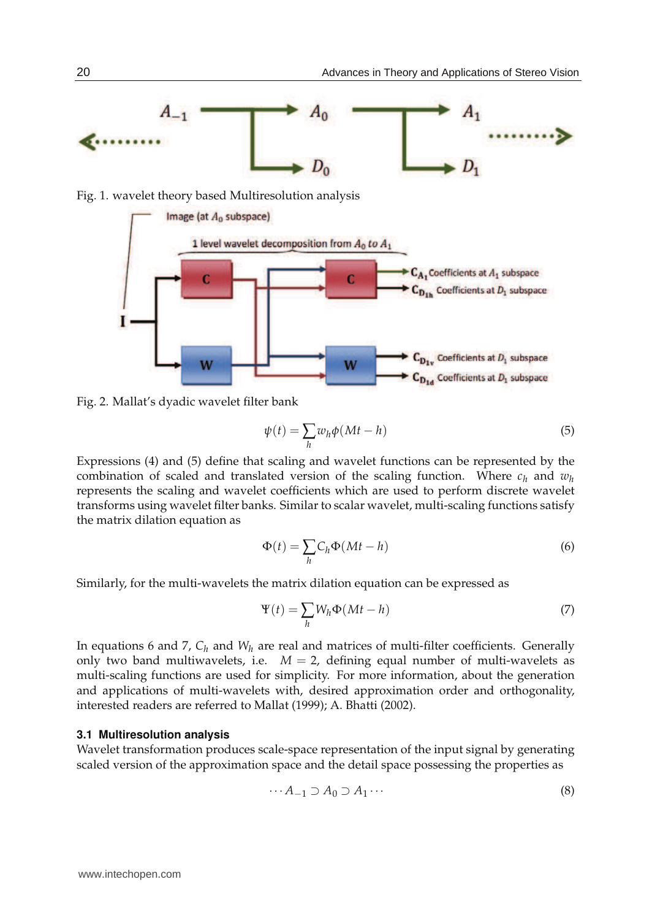Fig. 1. wavelet theory based Multiresolution analysis

Fig. 2. Mallat's dyadic wavelet filter bank

$$\psi(t) = \sum_h w_h \phi(Mt - h) \tag{5}$$

Expressions (4) and (5) define that scaling and wavelet functions can be represented by the combination of scaled and translated version of the scaling function. Where $c_h$ and $w_h$ represents the scaling and wavelet coefficients which are used to perform discrete wavelet transforms using wavelet filter banks. Similar to scalar wavelet, multi-scaling functions satisfy the matrix dilation equation as

$$\Phi(t) = \sum_h C_h \Phi(Mt - h) \tag{6}$$

Similarly, for the multi-wavelets the matrix dilation equation can be expressed as

$$\Psi(t) = \sum_h W_h \Phi(Mt - h) \tag{7}$$

In equations 6 and 7, $C_h$ and $W_h$ are real and matrices of multi-filter coefficients. Generally only two band multiwavelets, i.e. $M = 2$, defining equal number of multi-wavelets as multi-scaling functions are used for simplicity. For more information, about the generation and applications of multi-wavelets with, desired approximation order and orthogonality, interested readers are referred to Mallat (1999); A. Bhatti (2002).

### 3.1 Multiresolution analysis

Wavelet transformation produces scale-space representation of the input signal by generating scaled version of the approximation space and the detail space possessing the properties as

$$\cdots A_{-1} \supset A_0 \supset A_1 \cdots \tag{8}$$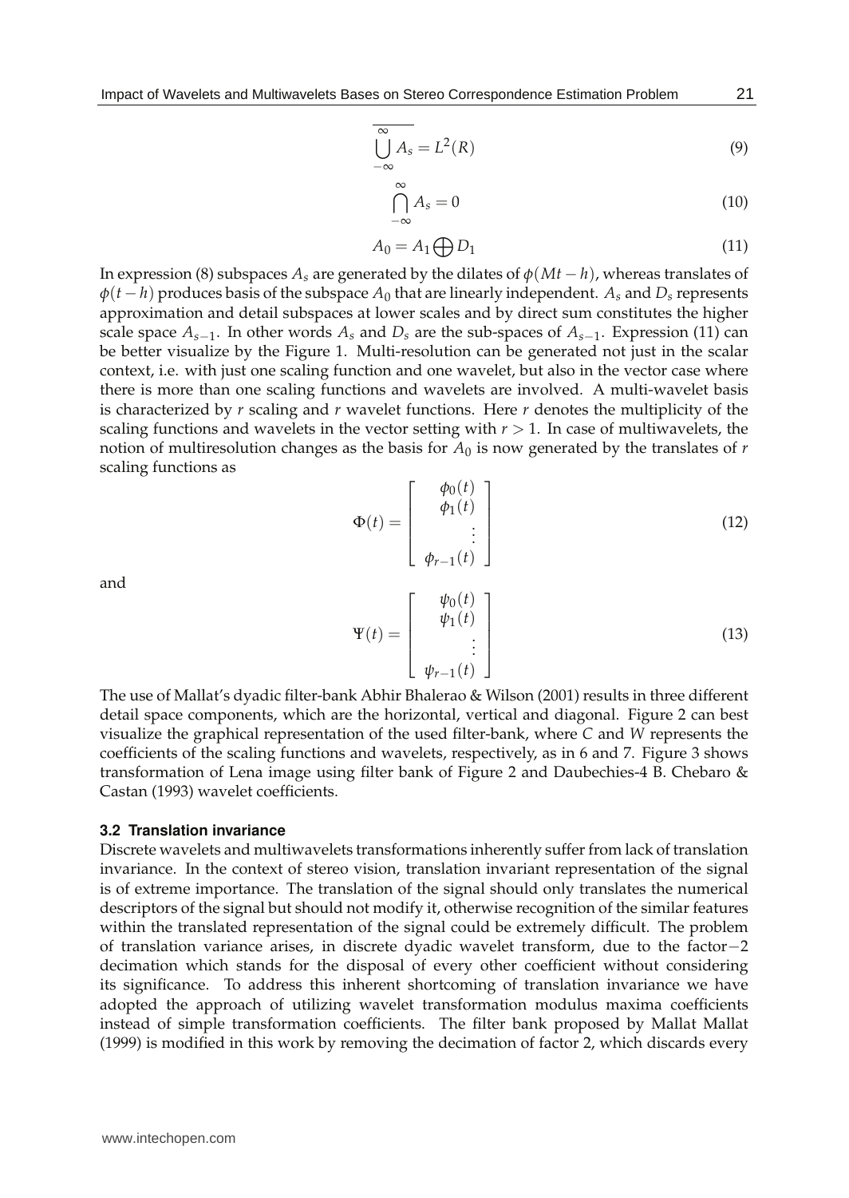$$\overline{\bigcup_{-\infty}^{\infty} A_s} = L^2(R) \tag{9}$$

$$\bigcap_{-\infty}^{\infty} A_s = 0 \tag{10}$$

$$A_0 = A_1 \bigoplus D_1 \tag{11}$$

In expression (8) subspaces $A_s$ are generated by the dilates of $\phi(Mt - h)$, whereas translates of $\phi(t - h)$ produces basis of the subspace $A_0$ that are linearly independent. $A_s$ and $D_s$ represents approximation and detail subspaces at lower scales and by direct sum constitutes the higher scale space $A_{s-1}$. In other words $A_s$ and $D_s$ are the sub-spaces of $A_{s-1}$. Expression (11) can be better visualize by the Figure 1. Multi-resolution can be generated not just in the scalar context, i.e. with just one scaling function and one wavelet, but also in the vector case where there is more than one scaling functions and wavelets are involved. A multi-wavelet basis is characterized by $r$ scaling and $r$ wavelet functions. Here $r$ denotes the multiplicity of the scaling functions and wavelets in the vector setting with $r > 1$. In case of multiwavelets, the notion of multiresolution changes as the basis for $A_0$ is now generated by the translates of $r$ scaling functions as

$$\Phi(t) = \begin{bmatrix} \phi_0(t) \\ \phi_1(t) \\ \vdots \\ \phi_{r-1}(t) \end{bmatrix} \tag{12}$$

and

$$\Psi(t) = \begin{bmatrix} \psi_0(t) \\ \psi_1(t) \\ \vdots \\ \psi_{r-1}(t) \end{bmatrix} \tag{13}$$

The use of Mallat's dyadic filter-bank Abhir Bhalerao & Wilson (2001) results in three different detail space components, which are the horizontal, vertical and diagonal. Figure 2 can best visualize the graphical representation of the used filter-bank, where $C$ and $W$ represents the coefficients of the scaling functions and wavelets, respectively, as in 6 and 7. Figure 3 shows transformation of Lena image using filter bank of Figure 2 and Daubechies-4 B. Chebaro & Castan (1993) wavelet coefficients.

### 3.2 Translation invariance

Discrete wavelets and multiwavelets transformations inherently suffer from lack of translation invariance. In the context of stereo vision, translation invariant representation of the signal is of extreme importance. The translation of the signal should only translates the numerical descriptors of the signal but should not modify it, otherwise recognition of the similar features within the translated representation of the signal could be extremely difficult. The problem of translation variance arises, in discrete dyadic wavelet transform, due to the factor$-2$ decimation which stands for the disposal of every other coefficient without considering its significance. To address this inherent shortcoming of translation invariance we have adopted the approach of utilizing wavelet transformation modulus maxima coefficients instead of simple transformation coefficients. The filter bank proposed by Mallat Mallat (1999) is modified in this work by removing the decimation of factor 2, which discards every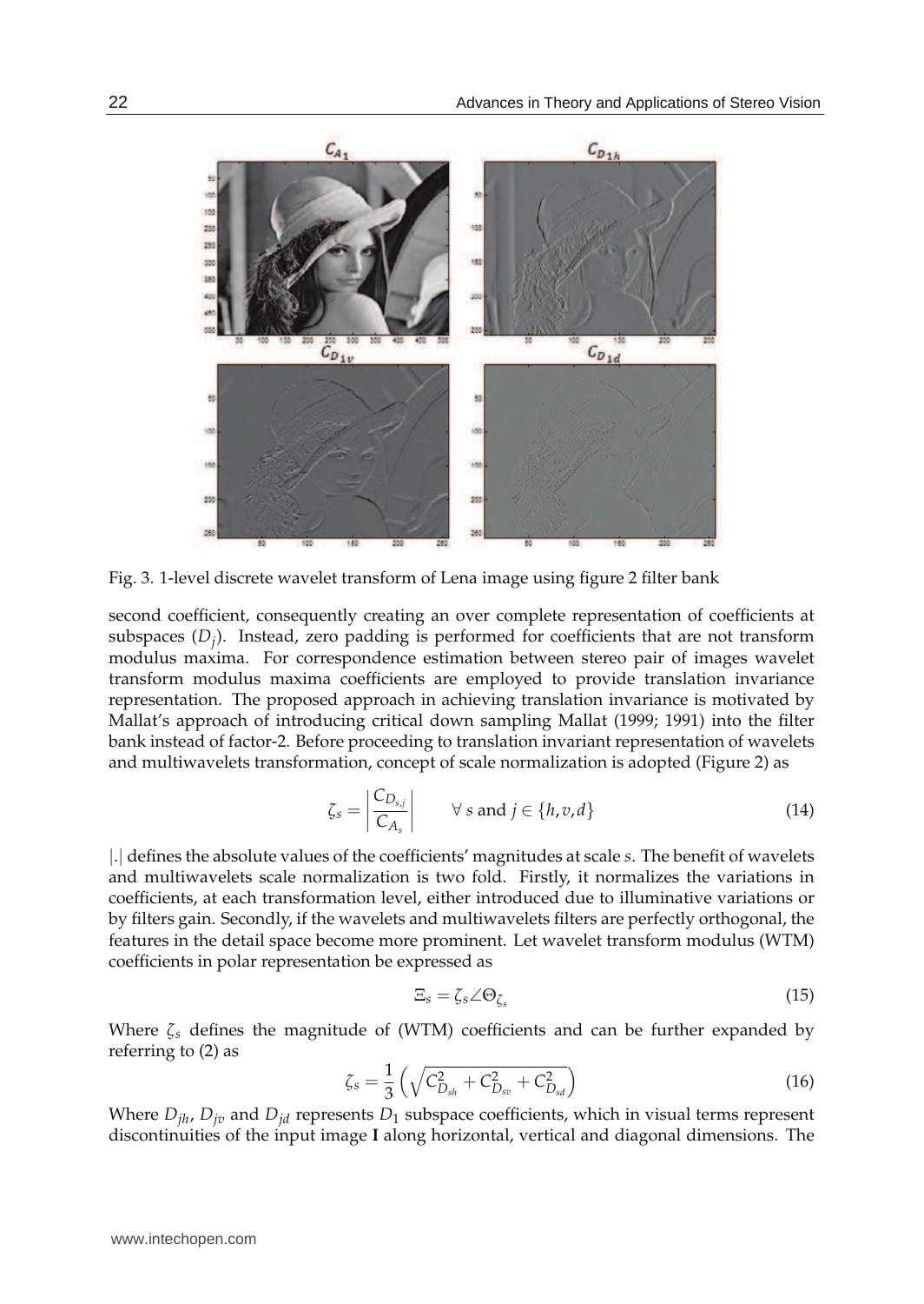Fig. 3. 1-level discrete wavelet transform of Lena image using figure 2 filter bank

second coefficient, consequently creating an over complete representation of coefficients at subspaces ($D_j$). Instead, zero padding is performed for coefficients that are not transform modulus maxima. For correspondence estimation between stereo pair of images wavelet transform modulus maxima coefficients are employed to provide translation invariance representation. The proposed approach in achieving translation invariance is motivated by Mallat's approach of introducing critical down sampling Mallat (1999; 1991) into the filter bank instead of factor-2. Before proceeding to translation invariant representation of wavelets and multiwavelets transformation, concept of scale normalization is adopted (Figure 2) as

$$\zeta_s = \left| \frac{C_{D_{s,j}}}{C_{A_s}} \right| \qquad \forall\ s \text{ and } j \in \{h, v, d\} \tag{14}$$

$|.|$ defines the absolute values of the coefficients' magnitudes at scale $s$. The benefit of wavelets and multiwavelets scale normalization is two fold. Firstly, it normalizes the variations in coefficients, at each transformation level, either introduced due to illuminative variations or by filters gain. Secondly, if the wavelets and multiwavelets filters are perfectly orthogonal, the features in the detail space become more prominent. Let wavelet transform modulus (WTM) coefficients in polar representation be expressed as

$$\Xi_s = \zeta_s \angle \Theta_{\zeta_s} \tag{15}$$

Where $\zeta_s$ defines the magnitude of (WTM) coefficients and can be further expanded by referring to (2) as

$$\zeta_s = \frac{1}{3} \left( \sqrt{C_{D_{sh}}^2 + C_{D_{sv}}^2 + C_{D_{sd}}^2} \right) \tag{16}$$

Where $D_{jh}$, $D_{jv}$ and $D_{jd}$ represents $D_1$ subspace coefficients, which in visual terms represent discontinuities of the input image **I** along horizontal, vertical and diagonal dimensions. The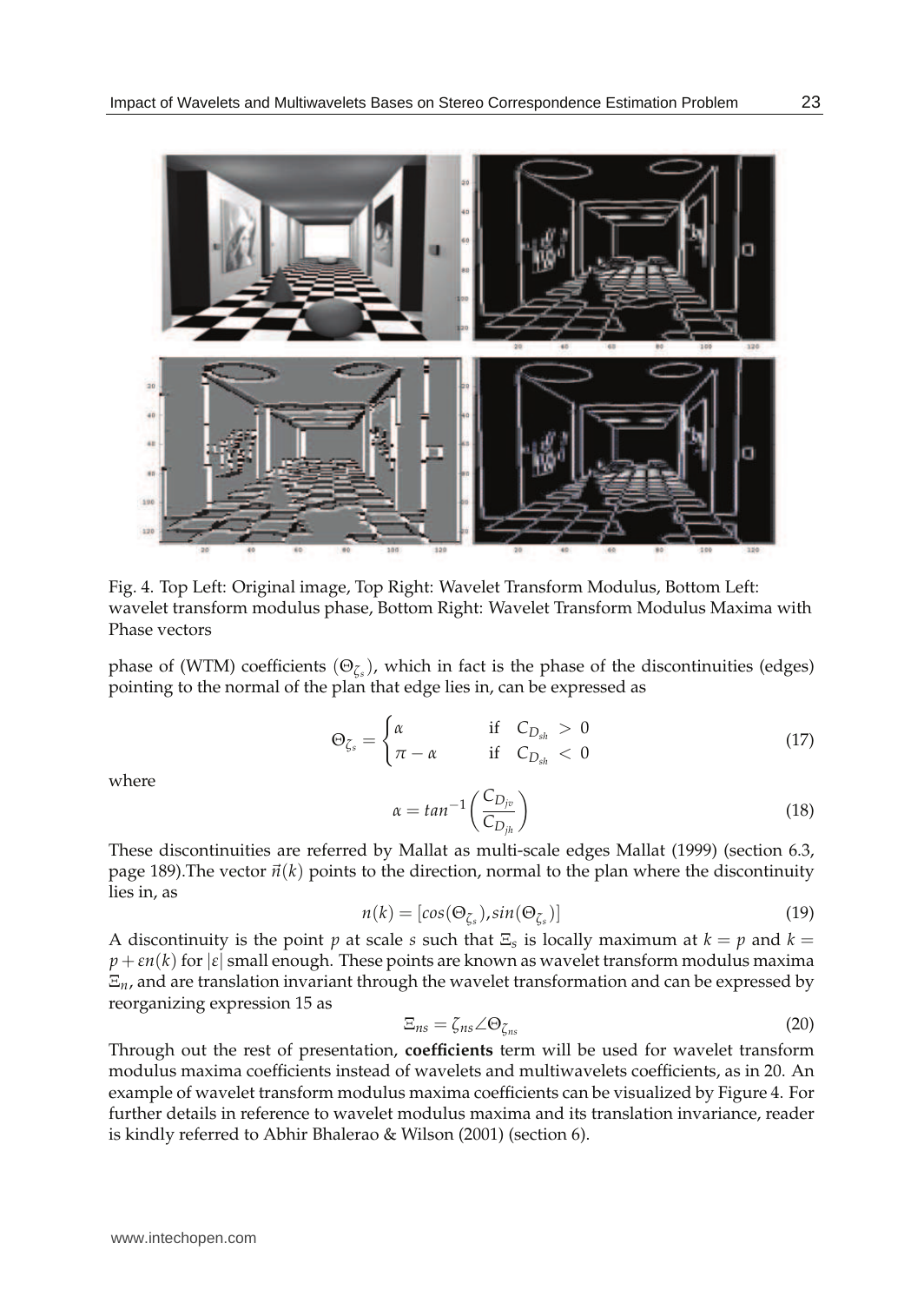Fig. 4. Top Left: Original image, Top Right: Wavelet Transform Modulus, Bottom Left: wavelet transform modulus phase, Bottom Right: Wavelet Transform Modulus Maxima with Phase vectors

phase of (WTM) coefficients ($\Theta_{\zeta_s}$), which in fact is the phase of the discontinuities (edges) pointing to the normal of the plan that edge lies in, can be expressed as

$$\Theta_{\zeta_s} = \begin{cases} \alpha & \text{if} \quad C_{D_{sh}} > 0 \\ \pi - \alpha & \text{if} \quad C_{D_{sh}} < 0 \end{cases} \tag{17}$$

where

$$\alpha = tan^{-1}\left(\frac{C_{D_{jv}}}{C_{D_{jh}}}\right) \tag{18}$$

These discontinuities are referred by Mallat as multi-scale edges Mallat (1999) (section 6.3, page 189).The vector $\vec{n}(k)$ points to the direction, normal to the plan where the discontinuity lies in, as

$$n(k) = [cos(\Theta_{\zeta_s}), sin(\Theta_{\zeta_s})] \tag{19}$$

A discontinuity is the point $p$ at scale $s$ such that $\Xi_s$ is locally maximum at $k = p$ and $k = p + \varepsilon n(k)$ for $|\varepsilon|$ small enough. These points are known as wavelet transform modulus maxima $\Xi_n$, and are translation invariant through the wavelet transformation and can be expressed by reorganizing expression 15 as

$$\Xi_{ns} = \zeta_{ns} \angle \Theta_{\zeta_{ns}} \tag{20}$$

Through out the rest of presentation, **coefficients** term will be used for wavelet transform modulus maxima coefficients instead of wavelets and multiwavelets coefficients, as in 20. An example of wavelet transform modulus maxima coefficients can be visualized by Figure 4. For further details in reference to wavelet modulus maxima and its translation invariance, reader is kindly referred to Abhir Bhalerao & Wilson (2001) (section 6).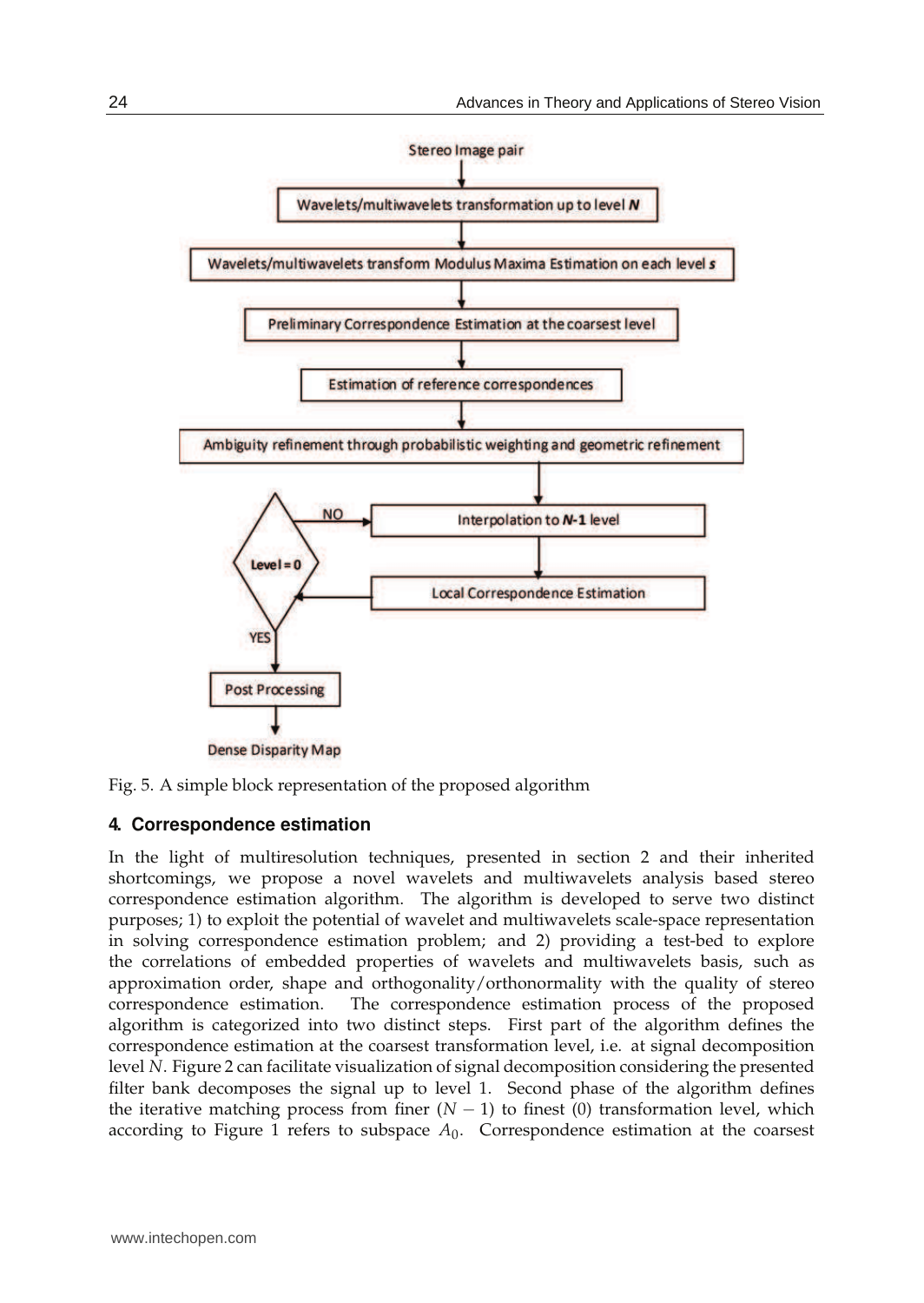Stereo Image pair

Wavelets/multiwavelets transformation up to level ***N***

Wavelets/multiwavelets transform Modulus Maxima Estimation on each level ***s***

Preliminary Correspondence Estimation at the coarsest level

Estimation of reference correspondences

Ambiguity refinement through probabilistic weighting and geometric refinement

Level = 0 — NO → Interpolation to ***N*-1** level → Local Correspondence Estimation → Level = 0

YES → Post Processing

Dense Disparity Map

Fig. 5. A simple block representation of the proposed algorithm

## 4. Correspondence estimation

In the light of multiresolution techniques, presented in section 2 and their inherited shortcomings, we propose a novel wavelets and multiwavelets analysis based stereo correspondence estimation algorithm. The algorithm is developed to serve two distinct purposes; 1) to exploit the potential of wavelet and multiwavelets scale-space representation in solving correspondence estimation problem; and 2) providing a test-bed to explore the correlations of embedded properties of wavelets and multiwavelets basis, such as approximation order, shape and orthogonality/orthonormality with the quality of stereo correspondence estimation. The correspondence estimation process of the proposed algorithm is categorized into two distinct steps. First part of the algorithm defines the correspondence estimation at the coarsest transformation level, i.e. at signal decomposition level $N$. Figure 2 can facilitate visualization of signal decomposition considering the presented filter bank decomposes the signal up to level 1. Second phase of the algorithm defines the iterative matching process from finer $(N-1)$ to finest (0) transformation level, which according to Figure 1 refers to subspace $A_0$. Correspondence estimation at the coarsest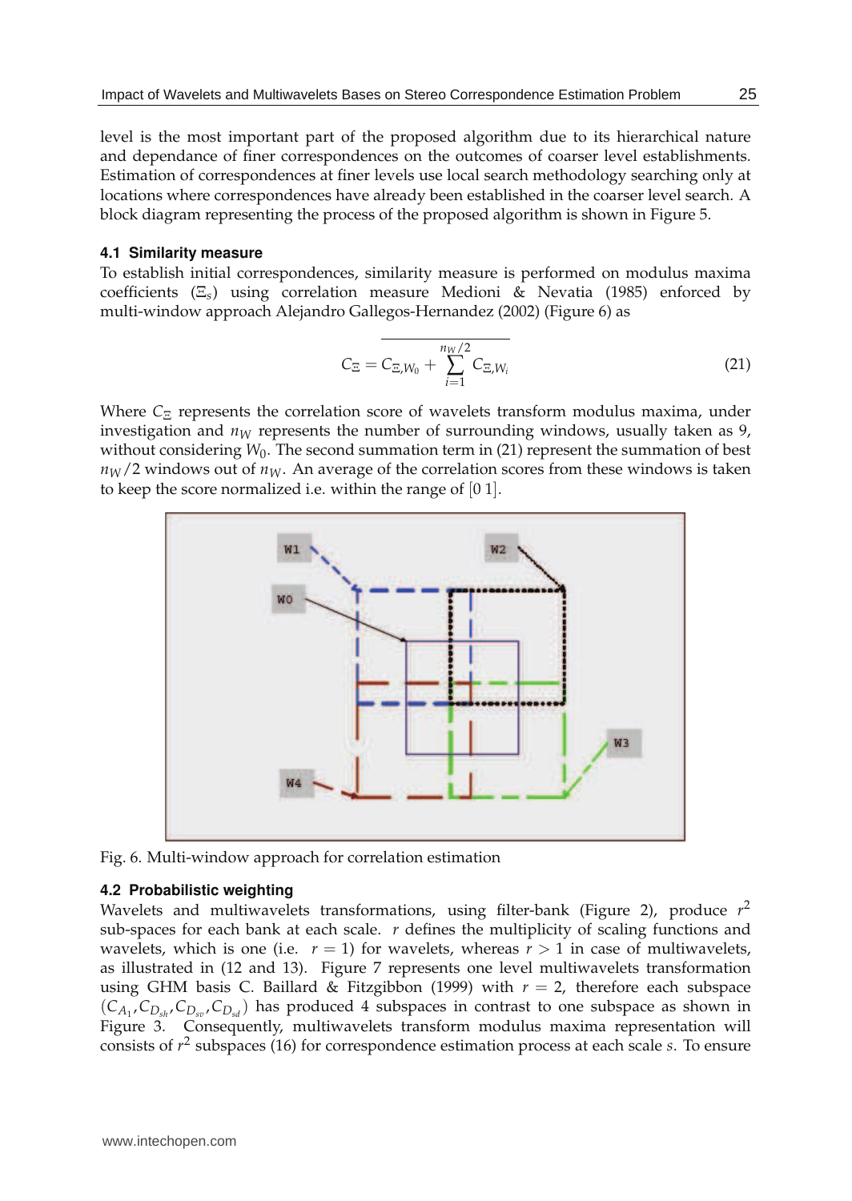level is the most important part of the proposed algorithm due to its hierarchical nature and dependance of finer correspondences on the outcomes of coarser level establishments. Estimation of correspondences at finer levels use local search methodology searching only at locations where correspondences have already been established in the coarser level search. A block diagram representing the process of the proposed algorithm is shown in Figure 5.

### 4.1 Similarity measure

To establish initial correspondences, similarity measure is performed on modulus maxima coefficients ($\Xi_s$) using correlation measure Medioni & Nevatia (1985) enforced by multi-window approach Alejandro Gallegos-Hernandez (2002) (Figure 6) as

$$C_{\Xi} = C_{\Xi, W_0} + \overline{\sum_{i=1}^{n_W/2} C_{\Xi, W_i}} \tag{21}$$

Where $C_{\Xi}$ represents the correlation score of wavelets transform modulus maxima, under investigation and $n_W$ represents the number of surrounding windows, usually taken as 9, without considering $W_0$. The second summation term in (21) represent the summation of best $n_W/2$ windows out of $n_W$. An average of the correlation scores from these windows is taken to keep the score normalized i.e. within the range of $[0\ 1]$.

Fig. 6. Multi-window approach for correlation estimation

### 4.2 Probabilistic weighting

Wavelets and multiwavelets transformations, using filter-bank (Figure 2), produce $r^2$ sub-spaces for each bank at each scale. $r$ defines the multiplicity of scaling functions and wavelets, which is one (i.e. $r = 1$) for wavelets, whereas $r > 1$ in case of multiwavelets, as illustrated in (12 and 13). Figure 7 represents one level multiwavelets transformation using GHM basis C. Baillard & Fitzgibbon (1999) with $r = 2$, therefore each subspace $(C_{A_1}, C_{D_{sh}}, C_{D_{sv}}, C_{D_{sd}})$ has produced 4 subspaces in contrast to one subspace as shown in Figure 3. Consequently, multiwavelets transform modulus maxima representation will consists of $r^2$ subspaces (16) for correspondence estimation process at each scale $s$. To ensure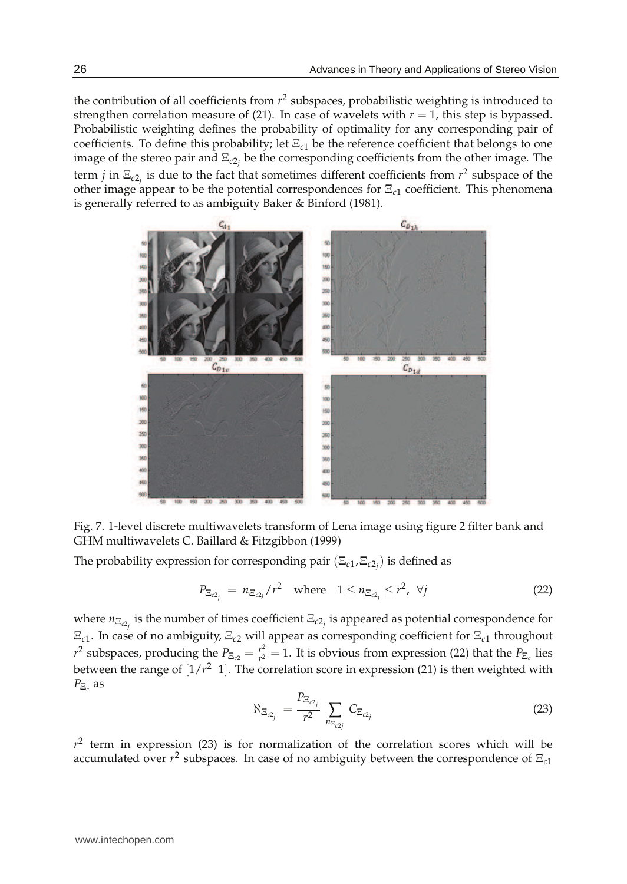the contribution of all coefficients from $r^2$ subspaces, probabilistic weighting is introduced to strengthen correlation measure of (21). In case of wavelets with $r = 1$, this step is bypassed. Probabilistic weighting defines the probability of optimality for any corresponding pair of coefficients. To define this probability; let $\Xi_{c1}$ be the reference coefficient that belongs to one image of the stereo pair and $\Xi_{c2_j}$ be the corresponding coefficients from the other image. The term $j$ in $\Xi_{c2_j}$ is due to the fact that sometimes different coefficients from $r^2$ subspace of the other image appear to be the potential correspondences for $\Xi_{c1}$ coefficient. This phenomena is generally referred to as ambiguity Baker & Binford (1981).

Fig. 7. 1-level discrete multiwavelets transform of Lena image using figure 2 filter bank and GHM multiwavelets C. Baillard & Fitzgibbon (1999)

The probability expression for corresponding pair $(\Xi_{c1}, \Xi_{c2_j})$ is defined as

$$P_{\Xi_{c2_j}} = n_{\Xi_{c2j}}/r^2 \quad \text{where} \quad 1 \leq n_{\Xi_{c2_j}} \leq r^2, \ \forall j \tag{22}$$

where $n_{\Xi_{c2_j}}$ is the number of times coefficient $\Xi_{c2_j}$ is appeared as potential correspondence for $\Xi_{c1}$. In case of no ambiguity, $\Xi_{c2}$ will appear as corresponding coefficient for $\Xi_{c1}$ throughout $r^2$ subspaces, producing the $P_{\Xi_{c2}} = \frac{r^2}{r^2} = 1$. It is obvious from expression (22) that the $P_{\Xi_c}$ lies between the range of $[1/r^2 \ \ 1]$. The correlation score in expression (21) is then weighted with $P_{\Xi_c}$ as

$$\aleph_{\Xi_{c2_j}} = \frac{P_{\Xi_{c2_j}}}{r^2} \sum_{n_{\Xi_{c2j}}} C_{\Xi_{c2_j}} \tag{23}$$

$r^2$ term in expression (23) is for normalization of the correlation scores which will be accumulated over $r^2$ subspaces. In case of no ambiguity between the correspondence of $\Xi_{c1}$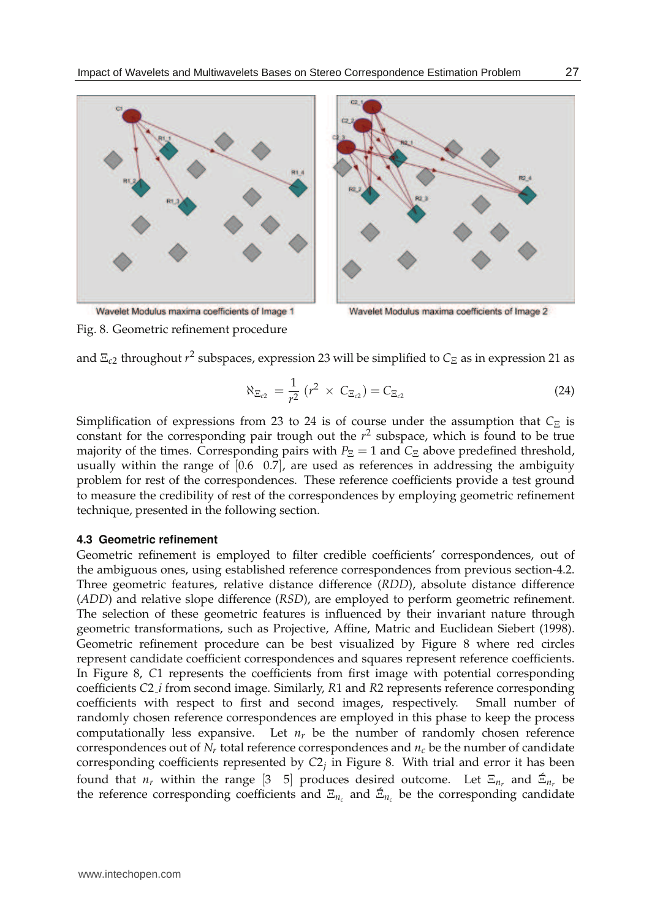Wavelet Modulus maxima coefficients of Image 1

Wavelet Modulus maxima coefficients of Image 2

Fig. 8. Geometric refinement procedure

and $\Xi_{c2}$ throughout $r^2$ subspaces, expression 23 will be simplified to $C_{\Xi}$ as in expression 21 as

$$\aleph_{\Xi_{c2}} = \frac{1}{r^2}\left(r^2 \times C_{\Xi_{c2}}\right) = C_{\Xi_{c2}} \tag{24}$$

Simplification of expressions from 23 to 24 is of course under the assumption that $C_{\Xi}$ is constant for the corresponding pair trough out the $r^2$ subspace, which is found to be true majority of the times. Corresponding pairs with $P_{\Xi} = 1$ and $C_{\Xi}$ above predefined threshold, usually within the range of $[0.6 \;\; 0.7]$, are used as references in addressing the ambiguity problem for rest of the correspondences. These reference coefficients provide a test ground to measure the credibility of rest of the correspondences by employing geometric refinement technique, presented in the following section.

### 4.3 Geometric refinement

Geometric refinement is employed to filter credible coefficients' correspondences, out of the ambiguous ones, using established reference correspondences from previous section-4.2. Three geometric features, relative distance difference (*RDD*), absolute distance difference (*ADD*) and relative slope difference (*RSD*), are employed to perform geometric refinement. The selection of these geometric features is influenced by their invariant nature through geometric transformations, such as Projective, Affine, Matric and Euclidean Siebert (1998). Geometric refinement procedure can be best visualized by Figure 8 where red circles represent candidate coefficient correspondences and squares represent reference coefficients. In Figure 8, $C1$ represents the coefficients from first image with potential corresponding coefficients $C2\_i$ from second image. Similarly, $R1$ and $R2$ represents reference corresponding coefficients with respect to first and second images, respectively. Small number of randomly chosen reference correspondences are employed in this phase to keep the process computationally less expansive. Let $n_r$ be the number of randomly chosen reference correspondences out of $N_r$ total reference correspondences and $n_c$ be the number of candidate corresponding coefficients represented by $C2_j$ in Figure 8. With trial and error it has been found that $n_r$ within the range $[3 \;\; 5]$ produces desired outcome. Let $\Xi_{n_r}$ and $\acute{\Xi}_{n_r}$ be the reference corresponding coefficients and $\Xi_{n_c}$ and $\acute{\Xi}_{n_c}$ be the corresponding candidate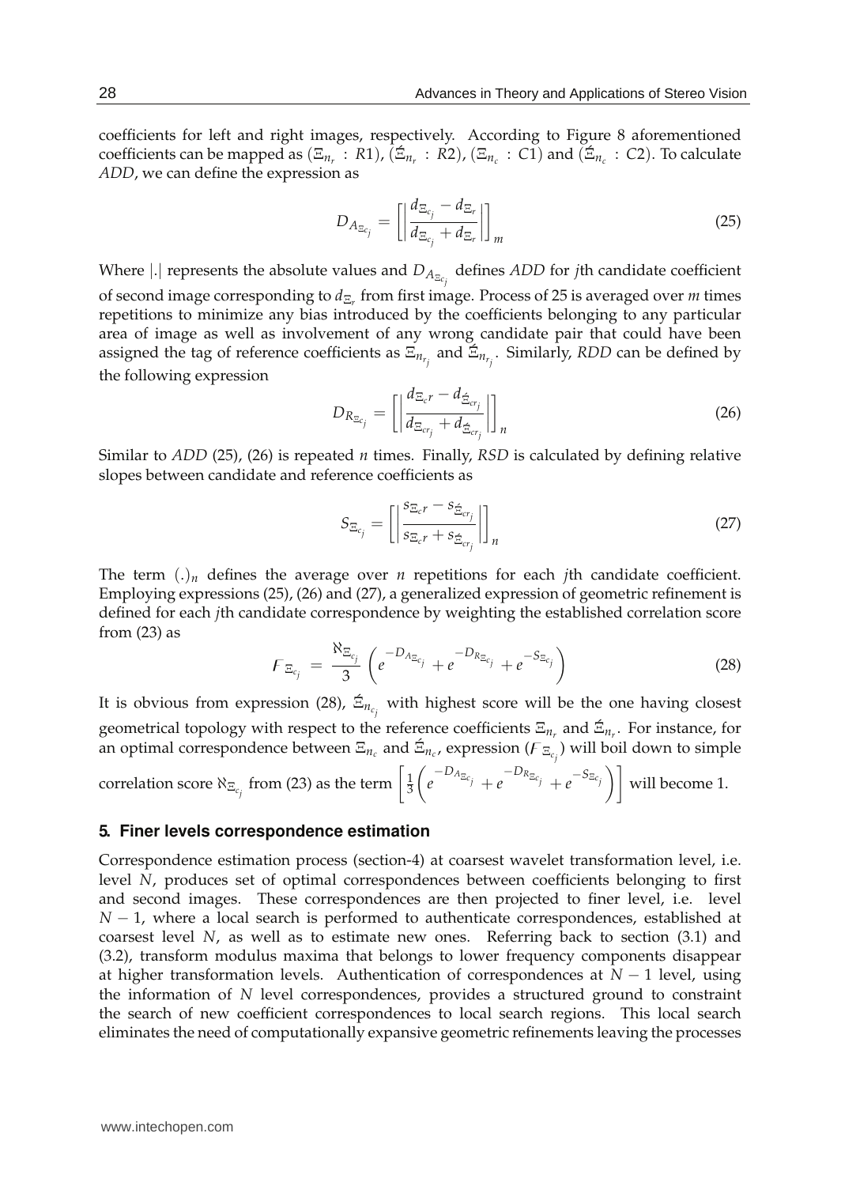coefficients for left and right images, respectively. According to Figure 8 aforementioned coefficients can be mapped as $(\Xi_{n_r} : R1)$, $(\acute{\Xi}_{n_r} : R2)$, $(\Xi_{n_c} : C1)$ and $(\acute{\Xi}_{n_c} : C2)$. To calculate *ADD*, we can define the expression as

$$D_{A_{\Xi_{c_j}}} = \left[ \left| \frac{d_{\Xi_{c_j}} - d_{\Xi_r}}{d_{\Xi_{c_j}} + d_{\Xi_r}} \right| \right]_m \tag{25}$$

Where $|.|$ represents the absolute values and $D_{A_{\Xi_{c_j}}}$ defines *ADD* for *j*th candidate coefficient of second image corresponding to $d_{\Xi_r}$ from first image. Process of 25 is averaged over *m* times repetitions to minimize any bias introduced by the coefficients belonging to any particular area of image as well as involvement of any wrong candidate pair that could have been assigned the tag of reference coefficients as $\Xi_{n_{r_j}}$ and $\acute{\Xi}_{n_{r_j}}$. Similarly, *RDD* can be defined by the following expression

$$D_{R_{\Xi_{c_j}}} = \left[ \left| \frac{d_{\Xi_c r} - d_{\acute{\Xi}_{cr_j}}}{d_{\Xi_{cr_j}} + d_{\acute{\Xi}_{cr_j}}} \right| \right]_n \tag{26}$$

Similar to *ADD* (25), (26) is repeated *n* times. Finally, *RSD* is calculated by defining relative slopes between candidate and reference coefficients as

$$S_{\Xi_{c_j}} = \left[ \left| \frac{s_{\Xi_c r} - s_{\acute{\Xi}_{cr_j}}}{s_{\Xi_c r} + s_{\acute{\Xi}_{cr_j}}} \right| \right]_n \tag{27}$$

The term $(.)_n$ defines the average over *n* repetitions for each *j*th candidate coefficient. Employing expressions (25), (26) and (27), a generalized expression of geometric refinement is defined for each *j*th candidate correspondence by weighting the established correlation score from (23) as

$$F_{\Xi_{c_j}} = \frac{\aleph_{\Xi_{c_j}}}{3} \left( e^{-D_{A_{\Xi_{c_j}}}} + e^{-D_{R_{\Xi_{c_j}}}} + e^{-S_{\Xi_{c_j}}} \right) \tag{28}$$

It is obvious from expression (28), $\acute{\Xi}_{n_{c_j}}$ with highest score will be the one having closest geometrical topology with respect to the reference coefficients $\Xi_{n_r}$ and $\acute{\Xi}_{n_r}$. For instance, for an optimal correspondence between $\Xi_{n_c}$ and $\acute{\Xi}_{n_c}$, expression $(F_{\Xi_{c_j}})$ will boil down to simple correlation score $\aleph_{\Xi_{c_j}}$ from (23) as the term $\left[ \frac{1}{3} \left( e^{-D_{A_{\Xi_{c_j}}}} + e^{-D_{R_{\Xi_{c_j}}}} + e^{-S_{\Xi_{c_j}}} \right) \right]$ will become 1.

## 5. Finer levels correspondence estimation

Correspondence estimation process (section-4) at coarsest wavelet transformation level, i.e. level *N*, produces set of optimal correspondences between coefficients belonging to first and second images. These correspondences are then projected to finer level, i.e. level $N - 1$, where a local search is performed to authenticate correspondences, established at coarsest level *N*, as well as to estimate new ones. Referring back to section (3.1) and (3.2), transform modulus maxima that belongs to lower frequency components disappear at higher transformation levels. Authentication of correspondences at $N - 1$ level, using the information of *N* level correspondences, provides a structured ground to constraint the search of new coefficient correspondences to local search regions. This local search eliminates the need of computationally expansive geometric refinements leaving the processes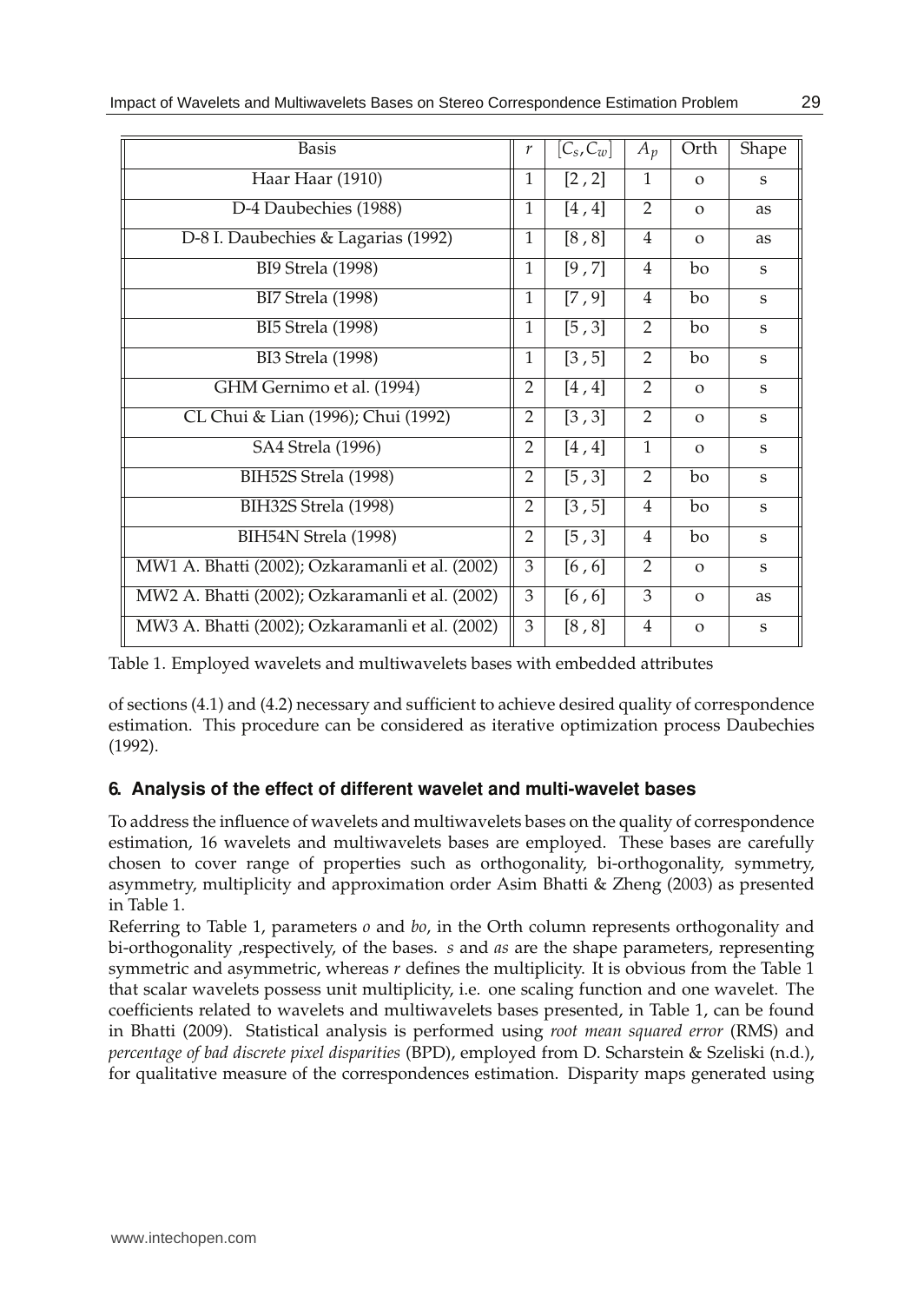| Basis | $r$ | $[C_s, C_w]$ | $A_p$ | Orth | Shape |
|---|---|---|---|---|---|
| Haar Haar (1910) | 1 | [2 , 2] | 1 | o | s |
| D-4 Daubechies (1988) | 1 | [4 , 4] | 2 | o | as |
| D-8 I. Daubechies & Lagarias (1992) | 1 | [8 , 8] | 4 | o | as |
| BI9 Strela (1998) | 1 | [9 , 7] | 4 | bo | s |
| BI7 Strela (1998) | 1 | [7 , 9] | 4 | bo | s |
| BI5 Strela (1998) | 1 | [5 , 3] | 2 | bo | s |
| BI3 Strela (1998) | 1 | [3 , 5] | 2 | bo | s |
| GHM Gernimo et al. (1994) | 2 | [4 , 4] | 2 | o | s |
| CL Chui & Lian (1996); Chui (1992) | 2 | [3 , 3] | 2 | o | s |
| SA4 Strela (1996) | 2 | [4 , 4] | 1 | o | s |
| BIH52S Strela (1998) | 2 | [5 , 3] | 2 | bo | s |
| BIH32S Strela (1998) | 2 | [3 , 5] | 4 | bo | s |
| BIH54N Strela (1998) | 2 | [5 , 3] | 4 | bo | s |
| MW1 A. Bhatti (2002); Ozkaramanli et al. (2002) | 3 | [6 , 6] | 2 | o | s |
| MW2 A. Bhatti (2002); Ozkaramanli et al. (2002) | 3 | [6 , 6] | 3 | o | as |
| MW3 A. Bhatti (2002); Ozkaramanli et al. (2002) | 3 | [8 , 8] | 4 | o | s |

Table 1. Employed wavelets and multiwavelets bases with embedded attributes

of sections (4.1) and (4.2) necessary and sufficient to achieve desired quality of correspondence estimation. This procedure can be considered as iterative optimization process Daubechies (1992).

## 6. Analysis of the effect of different wavelet and multi-wavelet bases

To address the influence of wavelets and multiwavelets bases on the quality of correspondence estimation, 16 wavelets and multiwavelets bases are employed. These bases are carefully chosen to cover range of properties such as orthogonality, bi-orthogonality, symmetry, asymmetry, multiplicity and approximation order Asim Bhatti & Zheng (2003) as presented in Table 1.

Referring to Table 1, parameters *o* and *bo*, in the Orth column represents orthogonality and bi-orthogonality ,respectively, of the bases. *s* and *as* are the shape parameters, representing symmetric and asymmetric, whereas $r$ defines the multiplicity. It is obvious from the Table 1 that scalar wavelets possess unit multiplicity, i.e. one scaling function and one wavelet. The coefficients related to wavelets and multiwavelets bases presented, in Table 1, can be found in Bhatti (2009). Statistical analysis is performed using *root mean squared error* (RMS) and *percentage of bad discrete pixel disparities* (BPD), employed from D. Scharstein & Szeliski (n.d.), for qualitative measure of the correspondences estimation. Disparity maps generated using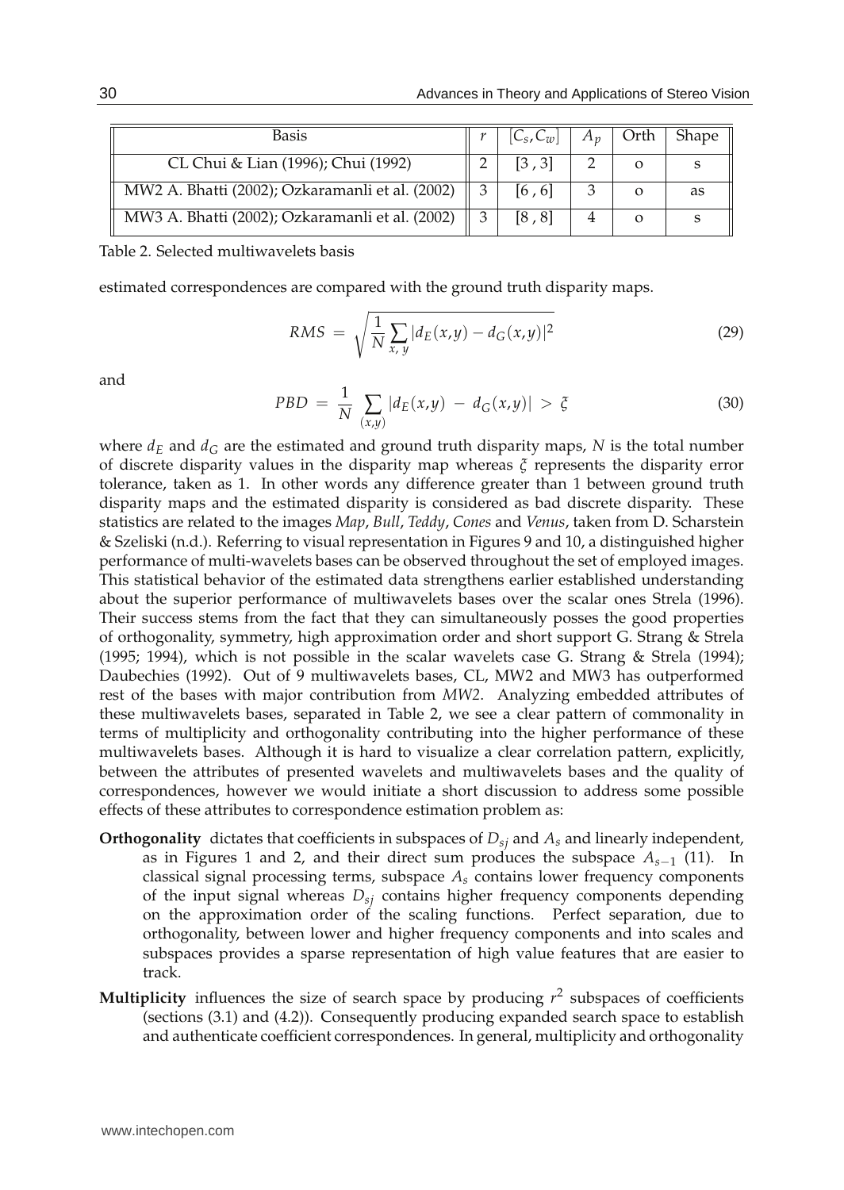| Basis | $r$ | $[C_s, C_w]$ | $A_p$ | Orth | Shape |
|---|---|---|---|---|---|
| CL Chui & Lian (1996); Chui (1992) | 2 | [3 , 3] | 2 | o | s |
| MW2 A. Bhatti (2002); Ozkaramanli et al. (2002) | 3 | [6 , 6] | 3 | o | as |
| MW3 A. Bhatti (2002); Ozkaramanli et al. (2002) | 3 | [8 , 8] | 4 | o | s |

Table 2. Selected multiwavelets basis

estimated correspondences are compared with the ground truth disparity maps.

$$RMS = \sqrt{\frac{1}{N} \sum_{x,\, y} |d_E(x,y) - d_G(x,y)|^2} \tag{29}$$

and

$$PBD = \frac{1}{N} \sum_{(x,y)} |d_E(x,y) - d_G(x,y)| > \xi \tag{30}$$

where $d_E$ and $d_G$ are the estimated and ground truth disparity maps, $N$ is the total number of discrete disparity values in the disparity map whereas $\xi$ represents the disparity error tolerance, taken as 1. In other words any difference greater than 1 between ground truth disparity maps and the estimated disparity is considered as bad discrete disparity. These statistics are related to the images *Map*, *Bull*, *Teddy*, *Cones* and *Venus*, taken from D. Scharstein & Szeliski (n.d.). Referring to visual representation in Figures 9 and 10, a distinguished higher performance of multi-wavelets bases can be observed throughout the set of employed images. This statistical behavior of the estimated data strengthens earlier established understanding about the superior performance of multiwavelets bases over the scalar ones Strela (1996). Their success stems from the fact that they can simultaneously posses the good properties of orthogonality, symmetry, high approximation order and short support G. Strang & Strela (1995; 1994), which is not possible in the scalar wavelets case G. Strang & Strela (1994); Daubechies (1992). Out of 9 multiwavelets bases, CL, MW2 and MW3 has outperformed rest of the bases with major contribution from *MW2*. Analyzing embedded attributes of these multiwavelets bases, separated in Table 2, we see a clear pattern of commonality in terms of multiplicity and orthogonality contributing into the higher performance of these multiwavelets bases. Although it is hard to visualize a clear correlation pattern, explicitly, between the attributes of presented wavelets and multiwavelets bases and the quality of correspondences, however we would initiate a short discussion to address some possible effects of these attributes to correspondence estimation problem as:

**Orthogonality** dictates that coefficients in subspaces of $D_{sj}$ and $A_s$ and linearly independent, as in Figures 1 and 2, and their direct sum produces the subspace $A_{s-1}$ (11). In classical signal processing terms, subspace $A_s$ contains lower frequency components of the input signal whereas $D_{sj}$ contains higher frequency components depending on the approximation order of the scaling functions. Perfect separation, due to orthogonality, between lower and higher frequency components and into scales and subspaces provides a sparse representation of high value features that are easier to track.

**Multiplicity** influences the size of search space by producing $r^2$ subspaces of coefficients (sections (3.1) and (4.2)). Consequently producing expanded search space to establish and authenticate coefficient correspondences. In general, multiplicity and orthogonality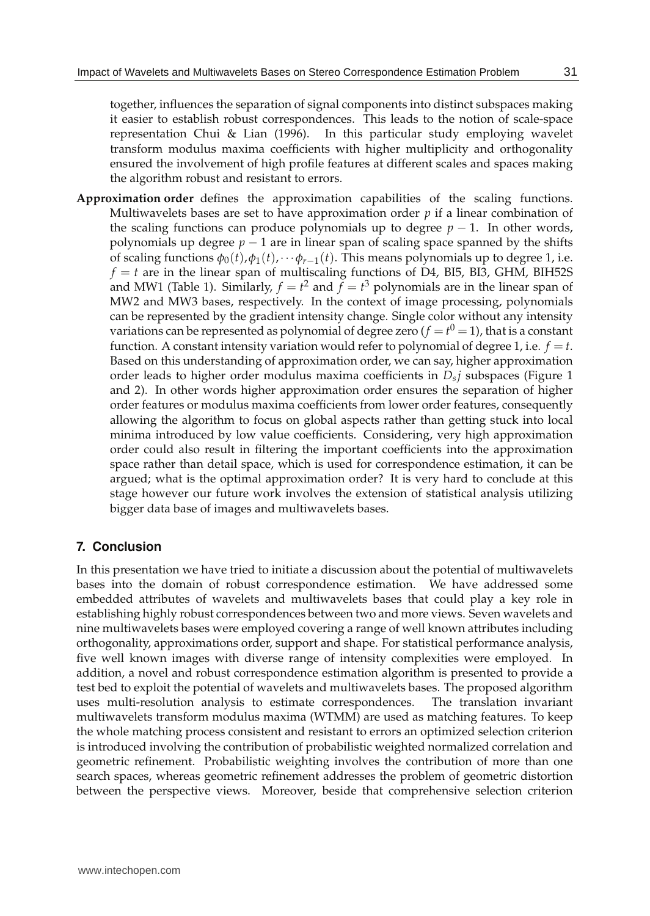together, influences the separation of signal components into distinct subspaces making it easier to establish robust correspondences. This leads to the notion of scale-space representation Chui & Lian (1996). In this particular study employing wavelet transform modulus maxima coefficients with higher multiplicity and orthogonality ensured the involvement of high profile features at different scales and spaces making the algorithm robust and resistant to errors.

**Approximation order** defines the approximation capabilities of the scaling functions. Multiwavelets bases are set to have approximation order $p$ if a linear combination of the scaling functions can produce polynomials up to degree $p-1$. In other words, polynomials up degree $p-1$ are in linear span of scaling space spanned by the shifts of scaling functions $\phi_0(t), \phi_1(t), \cdots \phi_{r-1}(t)$. This means polynomials up to degree 1, i.e. $f = t$ are in the linear span of multiscaling functions of D4, BI5, BI3, GHM, BIH52S and MW1 (Table 1). Similarly, $f = t^2$ and $f = t^3$ polynomials are in the linear span of MW2 and MW3 bases, respectively. In the context of image processing, polynomials can be represented by the gradient intensity change. Single color without any intensity variations can be represented as polynomial of degree zero ($f = t^0 = 1$), that is a constant function. A constant intensity variation would refer to polynomial of degree 1, i.e. $f = t$. Based on this understanding of approximation order, we can say, higher approximation order leads to higher order modulus maxima coefficients in $D_{s}j$ subspaces (Figure 1 and 2). In other words higher approximation order ensures the separation of higher order features or modulus maxima coefficients from lower order features, consequently allowing the algorithm to focus on global aspects rather than getting stuck into local minima introduced by low value coefficients. Considering, very high approximation order could also result in filtering the important coefficients into the approximation space rather than detail space, which is used for correspondence estimation, it can be argued; what is the optimal approximation order? It is very hard to conclude at this stage however our future work involves the extension of statistical analysis utilizing bigger data base of images and multiwavelets bases.

## 7. Conclusion

In this presentation we have tried to initiate a discussion about the potential of multiwavelets bases into the domain of robust correspondence estimation. We have addressed some embedded attributes of wavelets and multiwavelets bases that could play a key role in establishing highly robust correspondences between two and more views. Seven wavelets and nine multiwavelets bases were employed covering a range of well known attributes including orthogonality, approximations order, support and shape. For statistical performance analysis, five well known images with diverse range of intensity complexities were employed. In addition, a novel and robust correspondence estimation algorithm is presented to provide a test bed to exploit the potential of wavelets and multiwavelets bases. The proposed algorithm uses multi-resolution analysis to estimate correspondences. The translation invariant multiwavelets transform modulus maxima (WTMM) are used as matching features. To keep the whole matching process consistent and resistant to errors an optimized selection criterion is introduced involving the contribution of probabilistic weighted normalized correlation and geometric refinement. Probabilistic weighting involves the contribution of more than one search spaces, whereas geometric refinement addresses the problem of geometric distortion between the perspective views. Moreover, beside that comprehensive selection criterion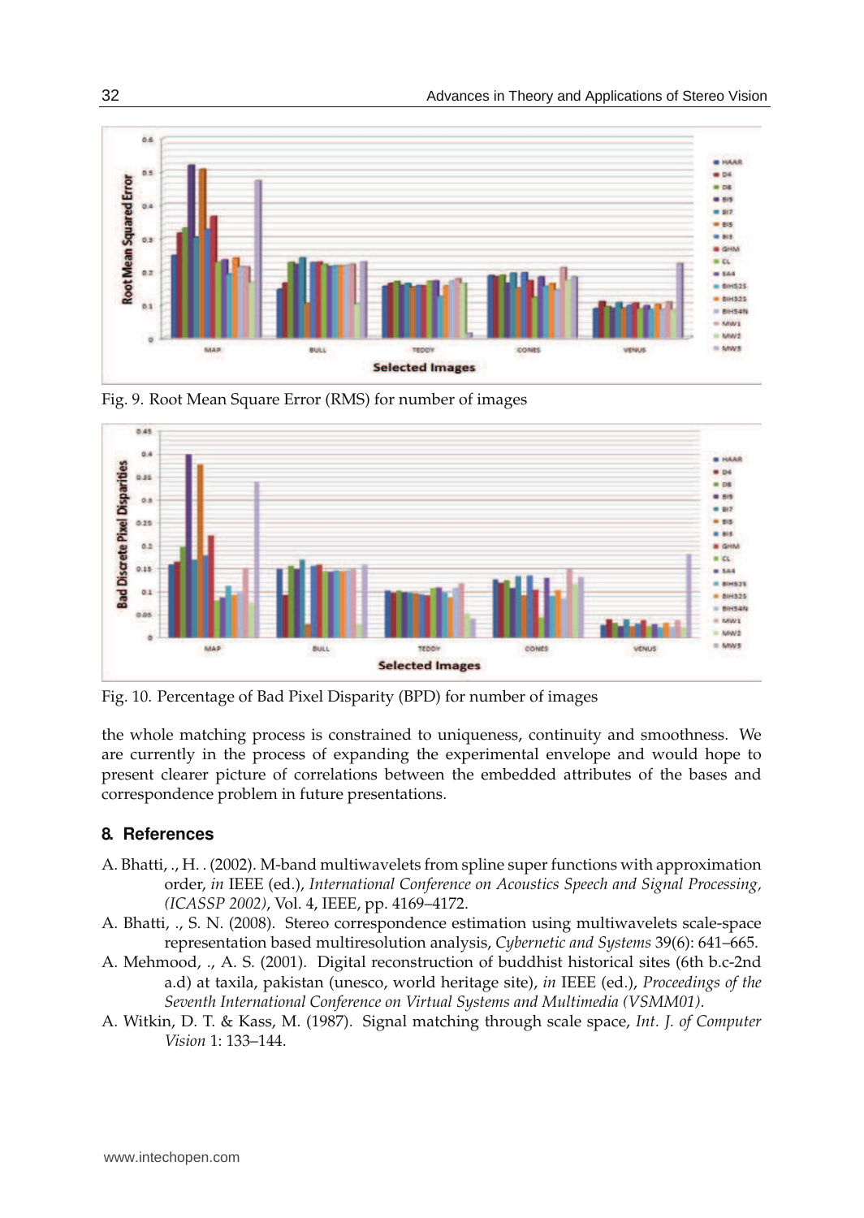Fig. 9. Root Mean Square Error (RMS) for number of images

Fig. 10. Percentage of Bad Pixel Disparity (BPD) for number of images

the whole matching process is constrained to uniqueness, continuity and smoothness. We are currently in the process of expanding the experimental envelope and would hope to present clearer picture of correlations between the embedded attributes of the bases and correspondence problem in future presentations.

## 8. References

A. Bhatti, ., H. . (2002). M-band multiwavelets from spline super functions with approximation order, *in* IEEE (ed.), *International Conference on Acoustics Speech and Signal Processing, (ICASSP 2002)*, Vol. 4, IEEE, pp. 4169–4172.

A. Bhatti, ., S. N. (2008). Stereo correspondence estimation using multiwavelets scale-space representation based multiresolution analysis, *Cybernetic and Systems* 39(6): 641–665.

A. Mehmood, ., A. S. (2001). Digital reconstruction of buddhist historical sites (6th b.c-2nd a.d) at taxila, pakistan (unesco, world heritage site), *in* IEEE (ed.), *Proceedings of the Seventh International Conference on Virtual Systems and Multimedia (VSMM01)*.

A. Witkin, D. T. & Kass, M. (1987). Signal matching through scale space, *Int. J. of Computer Vision* 1: 133–144.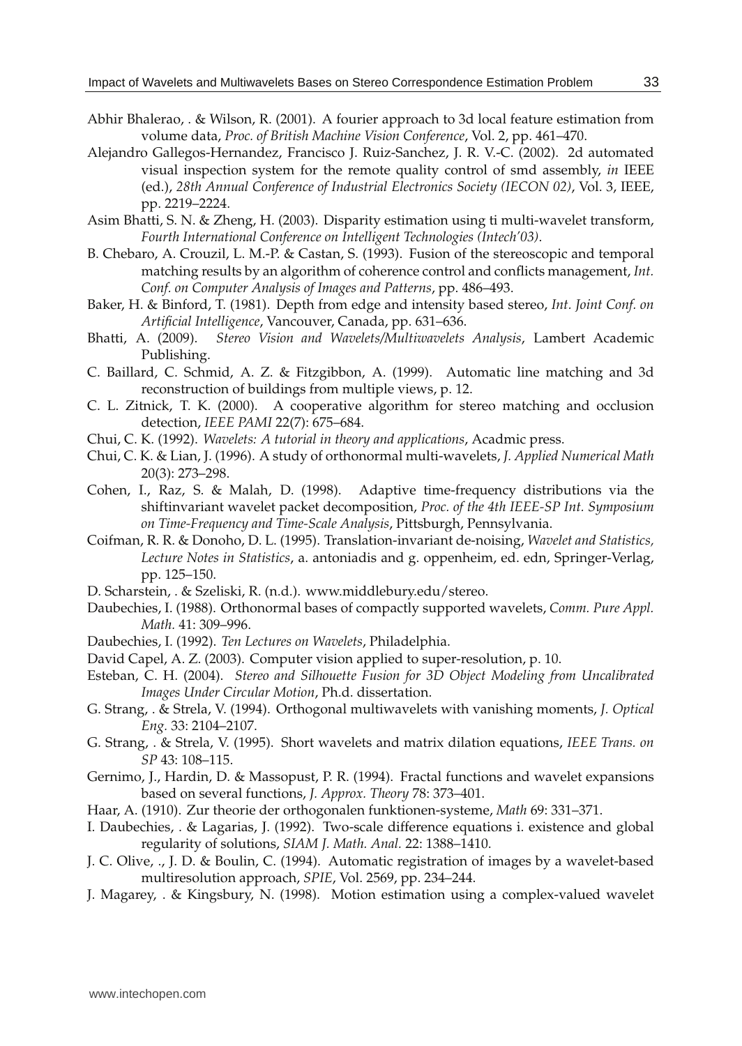Abhir Bhalerao, . & Wilson, R. (2001). A fourier approach to 3d local feature estimation from volume data, *Proc. of British Machine Vision Conference*, Vol. 2, pp. 461–470.

Alejandro Gallegos-Hernandez, Francisco J. Ruiz-Sanchez, J. R. V.-C. (2002). 2d automated visual inspection system for the remote quality control of smd assembly, *in* IEEE (ed.), *28th Annual Conference of Industrial Electronics Society (IECON 02)*, Vol. 3, IEEE, pp. 2219–2224.

Asim Bhatti, S. N. & Zheng, H. (2003). Disparity estimation using ti multi-wavelet transform, *Fourth International Conference on Intelligent Technologies (Intech'03)*.

B. Chebaro, A. Crouzil, L. M.-P. & Castan, S. (1993). Fusion of the stereoscopic and temporal matching results by an algorithm of coherence control and conflicts management, *Int. Conf. on Computer Analysis of Images and Patterns*, pp. 486–493.

Baker, H. & Binford, T. (1981). Depth from edge and intensity based stereo, *Int. Joint Conf. on Artificial Intelligence*, Vancouver, Canada, pp. 631–636.

Bhatti, A. (2009). *Stereo Vision and Wavelets/Multiwavelets Analysis*, Lambert Academic Publishing.

C. Baillard, C. Schmid, A. Z. & Fitzgibbon, A. (1999). Automatic line matching and 3d reconstruction of buildings from multiple views, p. 12.

C. L. Zitnick, T. K. (2000). A cooperative algorithm for stereo matching and occlusion detection, *IEEE PAMI* 22(7): 675–684.

Chui, C. K. (1992). *Wavelets: A tutorial in theory and applications*, Acadmic press.

Chui, C. K. & Lian, J. (1996). A study of orthonormal multi-wavelets, *J. Applied Numerical Math* 20(3): 273–298.

Cohen, I., Raz, S. & Malah, D. (1998). Adaptive time-frequency distributions via the shiftinvariant wavelet packet decomposition, *Proc. of the 4th IEEE-SP Int. Symposium on Time-Frequency and Time-Scale Analysis*, Pittsburgh, Pennsylvania.

Coifman, R. R. & Donoho, D. L. (1995). Translation-invariant de-noising, *Wavelet and Statistics, Lecture Notes in Statistics*, a. antoniadis and g. oppenheim, ed. edn, Springer-Verlag, pp. 125–150.

D. Scharstein, . & Szeliski, R. (n.d.). www.middlebury.edu/stereo.

Daubechies, I. (1988). Orthonormal bases of compactly supported wavelets, *Comm. Pure Appl. Math.* 41: 309–996.

Daubechies, I. (1992). *Ten Lectures on Wavelets*, Philadelphia.

David Capel, A. Z. (2003). Computer vision applied to super-resolution, p. 10.

Esteban, C. H. (2004). *Stereo and Silhouette Fusion for 3D Object Modeling from Uncalibrated Images Under Circular Motion*, Ph.d. dissertation.

G. Strang, . & Strela, V. (1994). Orthogonal multiwavelets with vanishing moments, *J. Optical Eng.* 33: 2104–2107.

G. Strang, . & Strela, V. (1995). Short wavelets and matrix dilation equations, *IEEE Trans. on SP* 43: 108–115.

Gernimo, J., Hardin, D. & Massopust, P. R. (1994). Fractal functions and wavelet expansions based on several functions, *J. Approx. Theory* 78: 373–401.

Haar, A. (1910). Zur theorie der orthogonalen funktionen-systeme, *Math* 69: 331–371.

I. Daubechies, . & Lagarias, J. (1992). Two-scale difference equations i. existence and global regularity of solutions, *SIAM J. Math. Anal.* 22: 1388–1410.

J. C. Olive, ., J. D. & Boulin, C. (1994). Automatic registration of images by a wavelet-based multiresolution approach, *SPIE*, Vol. 2569, pp. 234–244.

J. Magarey, . & Kingsbury, N. (1998). Motion estimation using a complex-valued wavelet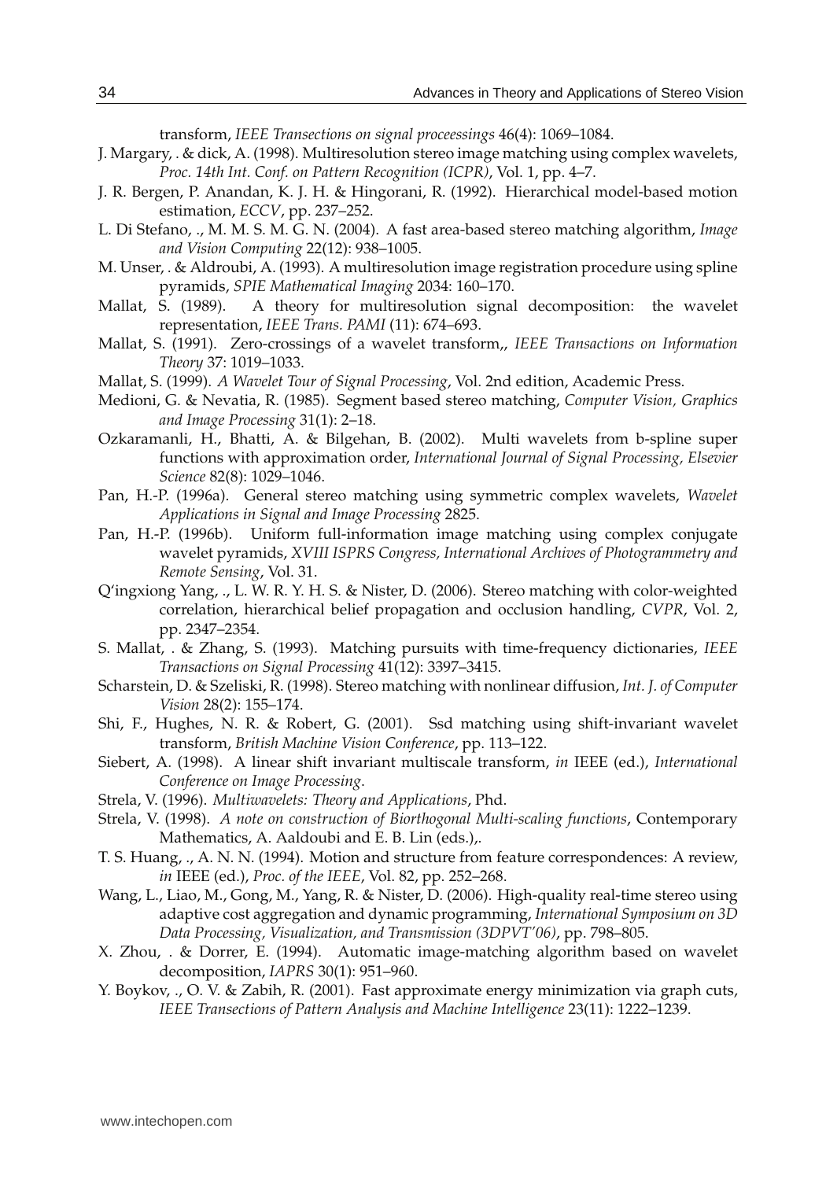transform, *IEEE Transections on signal proceessings* 46(4): 1069–1084.

J. Margary, . & dick, A. (1998). Multiresolution stereo image matching using complex wavelets, *Proc. 14th Int. Conf. on Pattern Recognition (ICPR)*, Vol. 1, pp. 4–7.

J. R. Bergen, P. Anandan, K. J. H. & Hingorani, R. (1992). Hierarchical model-based motion estimation, *ECCV*, pp. 237–252.

L. Di Stefano, ., M. M. S. M. G. N. (2004). A fast area-based stereo matching algorithm, *Image and Vision Computing* 22(12): 938–1005.

M. Unser, . & Aldroubi, A. (1993). A multiresolution image registration procedure using spline pyramids, *SPIE Mathematical Imaging* 2034: 160–170.

Mallat, S. (1989). A theory for multiresolution signal decomposition: the wavelet representation, *IEEE Trans. PAMI* (11): 674–693.

Mallat, S. (1991). Zero-crossings of a wavelet transform,, *IEEE Transactions on Information Theory* 37: 1019–1033.

Mallat, S. (1999). *A Wavelet Tour of Signal Processing*, Vol. 2nd edition, Academic Press.

Medioni, G. & Nevatia, R. (1985). Segment based stereo matching, *Computer Vision, Graphics and Image Processing* 31(1): 2–18.

Ozkaramanli, H., Bhatti, A. & Bilgehan, B. (2002). Multi wavelets from b-spline super functions with approximation order, *International Journal of Signal Processing, Elsevier Science* 82(8): 1029–1046.

Pan, H.-P. (1996a). General stereo matching using symmetric complex wavelets, *Wavelet Applications in Signal and Image Processing* 2825.

Pan, H.-P. (1996b). Uniform full-information image matching using complex conjugate wavelet pyramids, *XVIII ISPRS Congress, International Archives of Photogrammetry and Remote Sensing*, Vol. 31.

Q'ingxiong Yang, ., L. W. R. Y. H. S. & Nister, D. (2006). Stereo matching with color-weighted correlation, hierarchical belief propagation and occlusion handling, *CVPR*, Vol. 2, pp. 2347–2354.

S. Mallat, . & Zhang, S. (1993). Matching pursuits with time-frequency dictionaries, *IEEE Transactions on Signal Processing* 41(12): 3397–3415.

Scharstein, D. & Szeliski, R. (1998). Stereo matching with nonlinear diffusion, *Int. J. of Computer Vision* 28(2): 155–174.

Shi, F., Hughes, N. R. & Robert, G. (2001). Ssd matching using shift-invariant wavelet transform, *British Machine Vision Conference*, pp. 113–122.

Siebert, A. (1998). A linear shift invariant multiscale transform, *in* IEEE (ed.), *International Conference on Image Processing*.

Strela, V. (1996). *Multiwavelets: Theory and Applications*, Phd.

Strela, V. (1998). *A note on construction of Biorthogonal Multi-scaling functions*, Contemporary Mathematics, A. Aaldoubi and E. B. Lin (eds.),.

T. S. Huang, ., A. N. N. (1994). Motion and structure from feature correspondences: A review, *in* IEEE (ed.), *Proc. of the IEEE*, Vol. 82, pp. 252–268.

Wang, L., Liao, M., Gong, M., Yang, R. & Nister, D. (2006). High-quality real-time stereo using adaptive cost aggregation and dynamic programming, *International Symposium on 3D Data Processing, Visualization, and Transmission (3DPVT'06)*, pp. 798–805.

X. Zhou, . & Dorrer, E. (1994). Automatic image-matching algorithm based on wavelet decomposition, *IAPRS* 30(1): 951–960.

Y. Boykov, ., O. V. & Zabih, R. (2001). Fast approximate energy minimization via graph cuts, *IEEE Transections of Pattern Analysis and Machine Intelligence* 23(11): 1222–1239.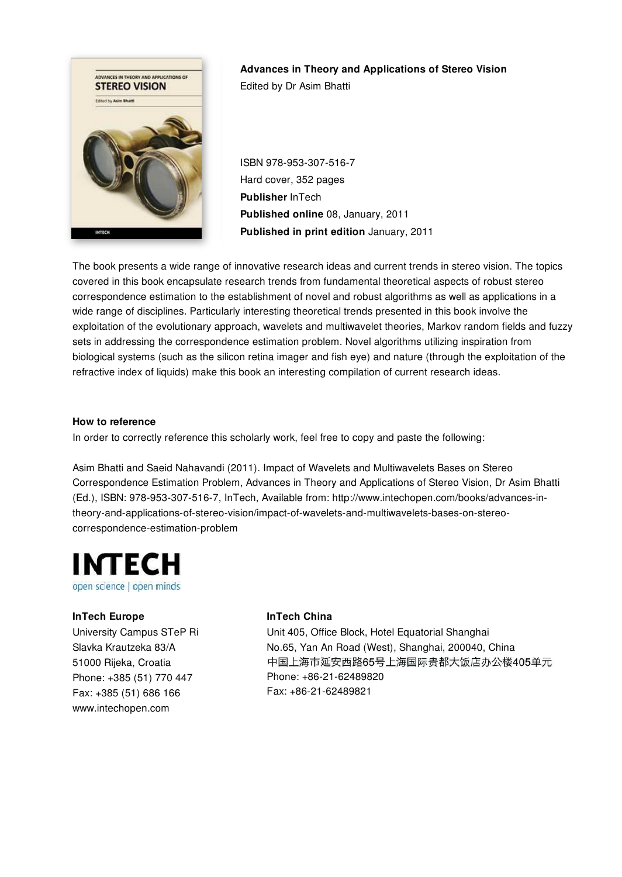**Advances in Theory and Applications of Stereo Vision**
Edited by Dr Asim Bhatti

ISBN 978-953-307-516-7
Hard cover, 352 pages
**Publisher** InTech
**Published online** 08, January, 2011
**Published in print edition** January, 2011

The book presents a wide range of innovative research ideas and current trends in stereo vision. The topics covered in this book encapsulate research trends from fundamental theoretical aspects of robust stereo correspondence estimation to the establishment of novel and robust algorithms as well as applications in a wide range of disciplines. Particularly interesting theoretical trends presented in this book involve the exploitation of the evolutionary approach, wavelets and multiwavelet theories, Markov random fields and fuzzy sets in addressing the correspondence estimation problem. Novel algorithms utilizing inspiration from biological systems (such as the silicon retina imager and fish eye) and nature (through the exploitation of the refractive index of liquids) make this book an interesting compilation of current research ideas.

**How to reference**

In order to correctly reference this scholarly work, feel free to copy and paste the following:

Asim Bhatti and Saeid Nahavandi (2011). Impact of Wavelets and Multiwavelets Bases on Stereo Correspondence Estimation Problem, Advances in Theory and Applications of Stereo Vision, Dr Asim Bhatti (Ed.), ISBN: 978-953-307-516-7, InTech, Available from: http://www.intechopen.com/books/advances-in-theory-and-applications-of-stereo-vision/impact-of-wavelets-and-multiwavelets-bases-on-stereo-correspondence-estimation-problem

INTECH
open science | open minds

**InTech Europe**
University Campus STeP Ri
Slavka Krautzeka 83/A
51000 Rijeka, Croatia
Phone: +385 (51) 770 447
Fax: +385 (51) 686 166
www.intechopen.com

**InTech China**
Unit 405, Office Block, Hotel Equatorial Shanghai
No.65, Yan An Road (West), Shanghai, 200040, China
中国上海市延安西路65号上海国际贵都大饭店办公楼405单元
Phone: +86-21-62489820
Fax: +86-21-62489821